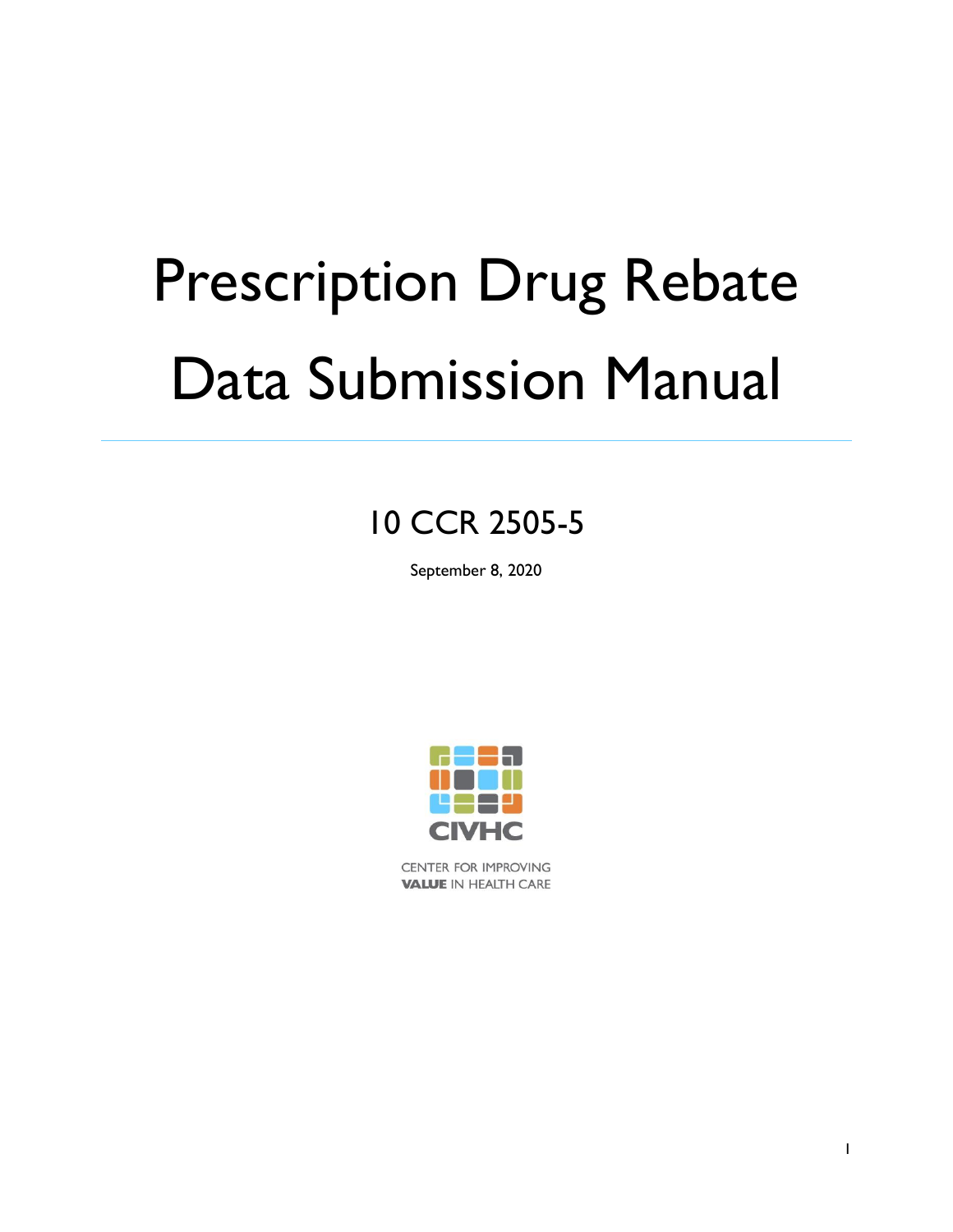# Prescription Drug Rebate Data Submission Manual

## 10 CCR 2505-5

September 8, 2020

CIVHC

CENTER FOR IMPROVING VALUE IN HEALTH CARE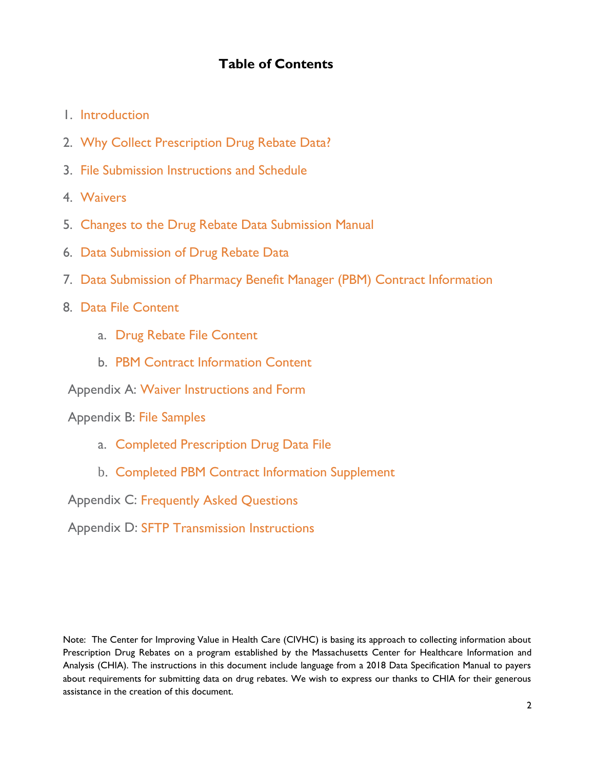# Table of Contents

1. Introduction
2. Why Collect Prescription Drug Rebate Data?
3. File Submission Instructions and Schedule
4. Waivers
5. Changes to the Drug Rebate Data Submission Manual
6. Data Submission of Drug Rebate Data
7. Data Submission of Pharmacy Benefit Manager (PBM) Contract Information
8. Data File Content
    a. Drug Rebate File Content
    b. PBM Contract Information Content

Appendix A: Waiver Instructions and Form

Appendix B: File Samples

a. Completed Prescription Drug Data File
b. Completed PBM Contract Information Supplement

Appendix C: Frequently Asked Questions

Appendix D: SFTP Transmission Instructions

Note: The Center for Improving Value in Health Care (CIVHC) is basing its approach to collecting information about Prescription Drug Rebates on a program established by the Massachusetts Center for Healthcare Information and Analysis (CHIA). The instructions in this document include language from a 2018 Data Specification Manual to payers about requirements for submitting data on drug rebates. We wish to express our thanks to CHIA for their generous assistance in the creation of this document.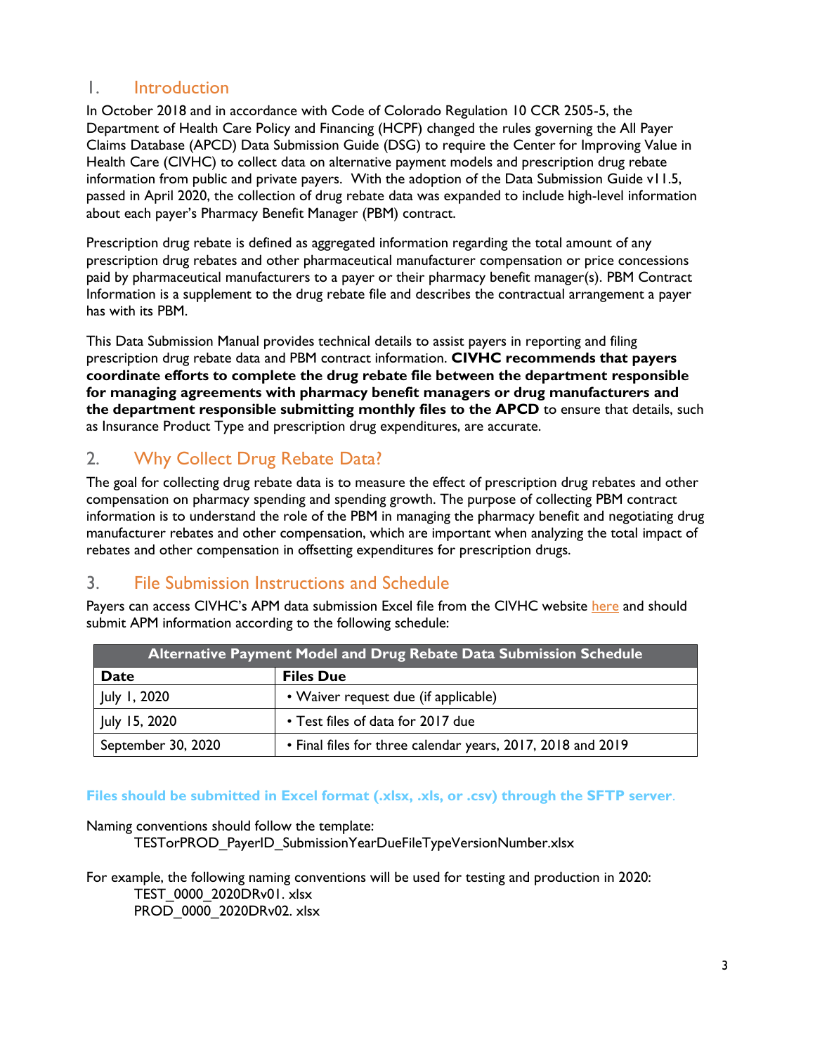## 1. Introduction

In October 2018 and in accordance with Code of Colorado Regulation 10 CCR 2505-5, the Department of Health Care Policy and Financing (HCPF) changed the rules governing the All Payer Claims Database (APCD) Data Submission Guide (DSG) to require the Center for Improving Value in Health Care (CIVHC) to collect data on alternative payment models and prescription drug rebate information from public and private payers. With the adoption of the Data Submission Guide v11.5, passed in April 2020, the collection of drug rebate data was expanded to include high-level information about each payer's Pharmacy Benefit Manager (PBM) contract.

Prescription drug rebate is defined as aggregated information regarding the total amount of any prescription drug rebates and other pharmaceutical manufacturer compensation or price concessions paid by pharmaceutical manufacturers to a payer or their pharmacy benefit manager(s). PBM Contract Information is a supplement to the drug rebate file and describes the contractual arrangement a payer has with its PBM.

This Data Submission Manual provides technical details to assist payers in reporting and filing prescription drug rebate data and PBM contract information. **CIVHC recommends that payers coordinate efforts to complete the drug rebate file between the department responsible for managing agreements with pharmacy benefit managers or drug manufacturers and the department responsible submitting monthly files to the APCD** to ensure that details, such as Insurance Product Type and prescription drug expenditures, are accurate.

## 2. Why Collect Drug Rebate Data?

The goal for collecting drug rebate data is to measure the effect of prescription drug rebates and other compensation on pharmacy spending and spending growth. The purpose of collecting PBM contract information is to understand the role of the PBM in managing the pharmacy benefit and negotiating drug manufacturer rebates and other compensation, which are important when analyzing the total impact of rebates and other compensation in offsetting expenditures for prescription drugs.

## 3. File Submission Instructions and Schedule

Payers can access CIVHC's APM data submission Excel file from the CIVHC website here and should submit APM information according to the following schedule:

| Alternative Payment Model and Drug Rebate Data Submission Schedule | |
|---|---|
| **Date** | **Files Due** |
| July 1, 2020 | • Waiver request due (if applicable) |
| July 15, 2020 | • Test files of data for 2017 due |
| September 30, 2020 | • Final files for three calendar years, 2017, 2018 and 2019 |

**Files should be submitted in Excel format (.xlsx, .xls, or .csv) through the SFTP server.**

Naming conventions should follow the template:

TESTorPROD_PayerID_SubmissionYearDueFileTypeVersionNumber.xlsx

For example, the following naming conventions will be used for testing and production in 2020:

TEST_0000_2020DRv01. xlsx
PROD_0000_2020DRv02. xlsx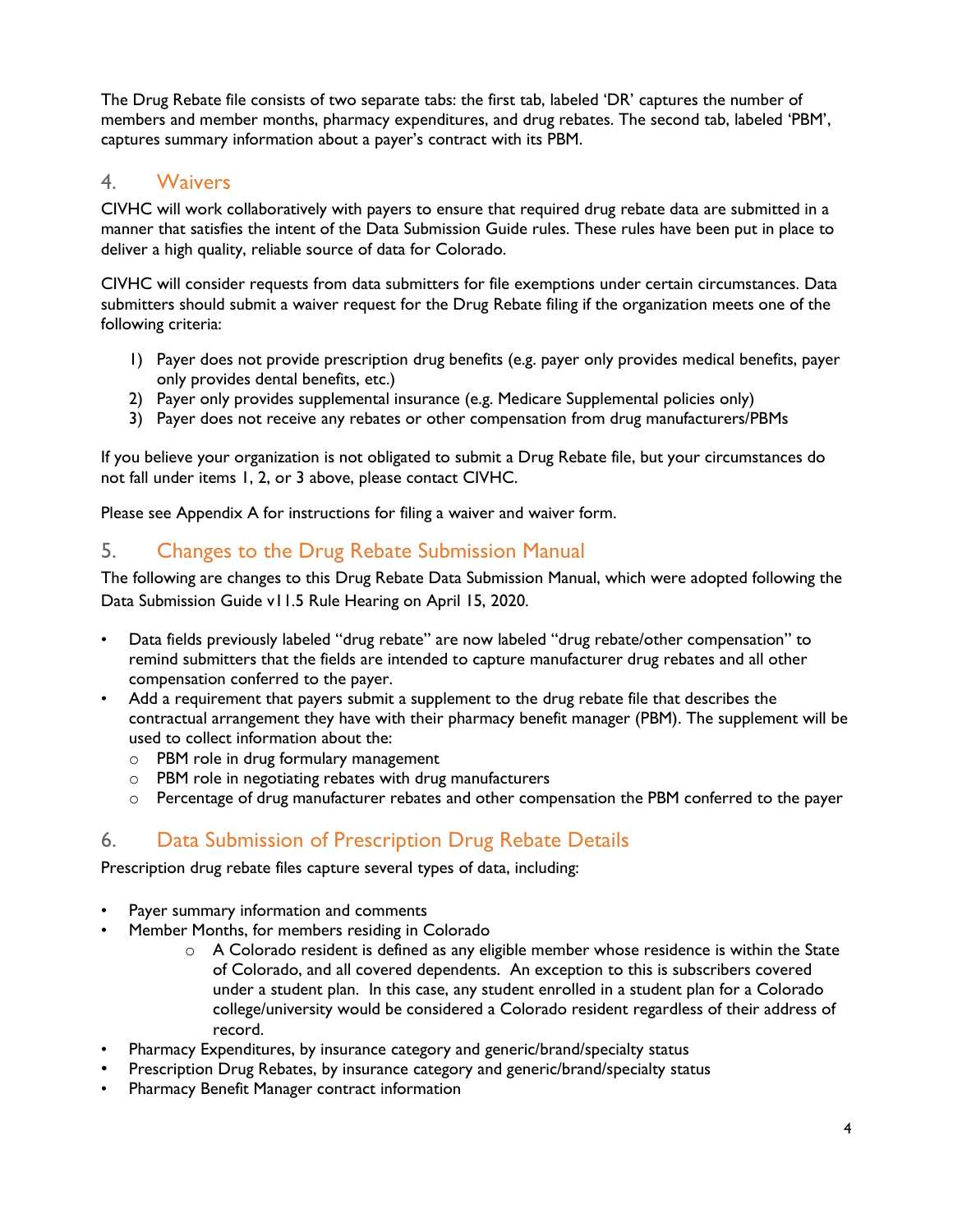The Drug Rebate file consists of two separate tabs: the first tab, labeled 'DR' captures the number of members and member months, pharmacy expenditures, and drug rebates. The second tab, labeled 'PBM', captures summary information about a payer's contract with its PBM.

## 4. Waivers

CIVHC will work collaboratively with payers to ensure that required drug rebate data are submitted in a manner that satisfies the intent of the Data Submission Guide rules. These rules have been put in place to deliver a high quality, reliable source of data for Colorado.

CIVHC will consider requests from data submitters for file exemptions under certain circumstances. Data submitters should submit a waiver request for the Drug Rebate filing if the organization meets one of the following criteria:

1) Payer does not provide prescription drug benefits (e.g. payer only provides medical benefits, payer only provides dental benefits, etc.)
2) Payer only provides supplemental insurance (e.g. Medicare Supplemental policies only)
3) Payer does not receive any rebates or other compensation from drug manufacturers/PBMs

If you believe your organization is not obligated to submit a Drug Rebate file, but your circumstances do not fall under items 1, 2, or 3 above, please contact CIVHC.

Please see Appendix A for instructions for filing a waiver and waiver form.

## 5. Changes to the Drug Rebate Submission Manual

The following are changes to this Drug Rebate Data Submission Manual, which were adopted following the Data Submission Guide v11.5 Rule Hearing on April 15, 2020.

- Data fields previously labeled "drug rebate" are now labeled "drug rebate/other compensation" to remind submitters that the fields are intended to capture manufacturer drug rebates and all other compensation conferred to the payer.
- Add a requirement that payers submit a supplement to the drug rebate file that describes the contractual arrangement they have with their pharmacy benefit manager (PBM). The supplement will be used to collect information about the:
  - PBM role in drug formulary management
  - PBM role in negotiating rebates with drug manufacturers
  - Percentage of drug manufacturer rebates and other compensation the PBM conferred to the payer

## 6. Data Submission of Prescription Drug Rebate Details

Prescription drug rebate files capture several types of data, including:

- Payer summary information and comments
- Member Months, for members residing in Colorado
  - A Colorado resident is defined as any eligible member whose residence is within the State of Colorado, and all covered dependents. An exception to this is subscribers covered under a student plan. In this case, any student enrolled in a student plan for a Colorado college/university would be considered a Colorado resident regardless of their address of record.
- Pharmacy Expenditures, by insurance category and generic/brand/specialty status
- Prescription Drug Rebates, by insurance category and generic/brand/specialty status
- Pharmacy Benefit Manager contract information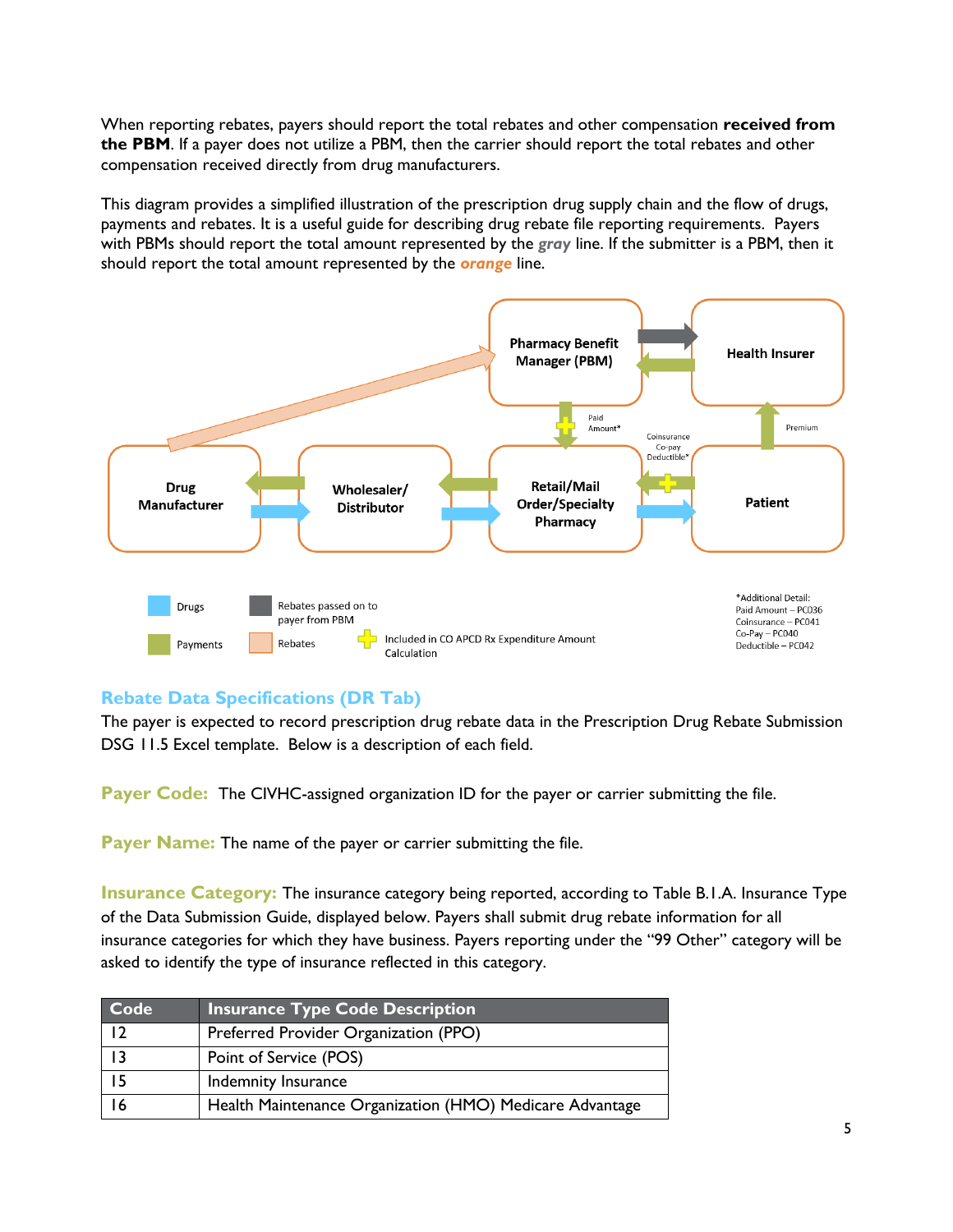When reporting rebates, payers should report the total rebates and other compensation **received from the PBM**. If a payer does not utilize a PBM, then the carrier should report the total rebates and other compensation received directly from drug manufacturers.

This diagram provides a simplified illustration of the prescription drug supply chain and the flow of drugs, payments and rebates. It is a useful guide for describing drug rebate file reporting requirements. Payers with PBMs should report the total amount represented by the ***gray*** line. If the submitter is a PBM, then it should report the total amount represented by the ***orange*** line.

Pharmacy Benefit Manager (PBM)

Health Insurer

Drug Manufacturer

Wholesaler/ Distributor

Retail/Mail Order/Specialty Pharmacy

Patient

Paid Amount*

Coinsurance Co-pay Deductible*

Premium

Drugs

Payments

Rebates passed on to payer from PBM

Rebates

Included in CO APCD Rx Expenditure Amount Calculation

*Additional Detail:
Paid Amount – PC036
Coinsurance – PC041
Co-Pay – PC040
Deductible – PC042

## Rebate Data Specifications (DR Tab)

The payer is expected to record prescription drug rebate data in the Prescription Drug Rebate Submission DSG 11.5 Excel template. Below is a description of each field.

**Payer Code:** The CIVHC-assigned organization ID for the payer or carrier submitting the file.

**Payer Name:** The name of the payer or carrier submitting the file.

**Insurance Category:** The insurance category being reported, according to Table B.1.A. Insurance Type of the Data Submission Guide, displayed below. Payers shall submit drug rebate information for all insurance categories for which they have business. Payers reporting under the "99 Other" category will be asked to identify the type of insurance reflected in this category.

| Code | Insurance Type Code Description |
|---|---|
| 12 | Preferred Provider Organization (PPO) |
| 13 | Point of Service (POS) |
| 15 | Indemnity Insurance |
| 16 | Health Maintenance Organization (HMO) Medicare Advantage |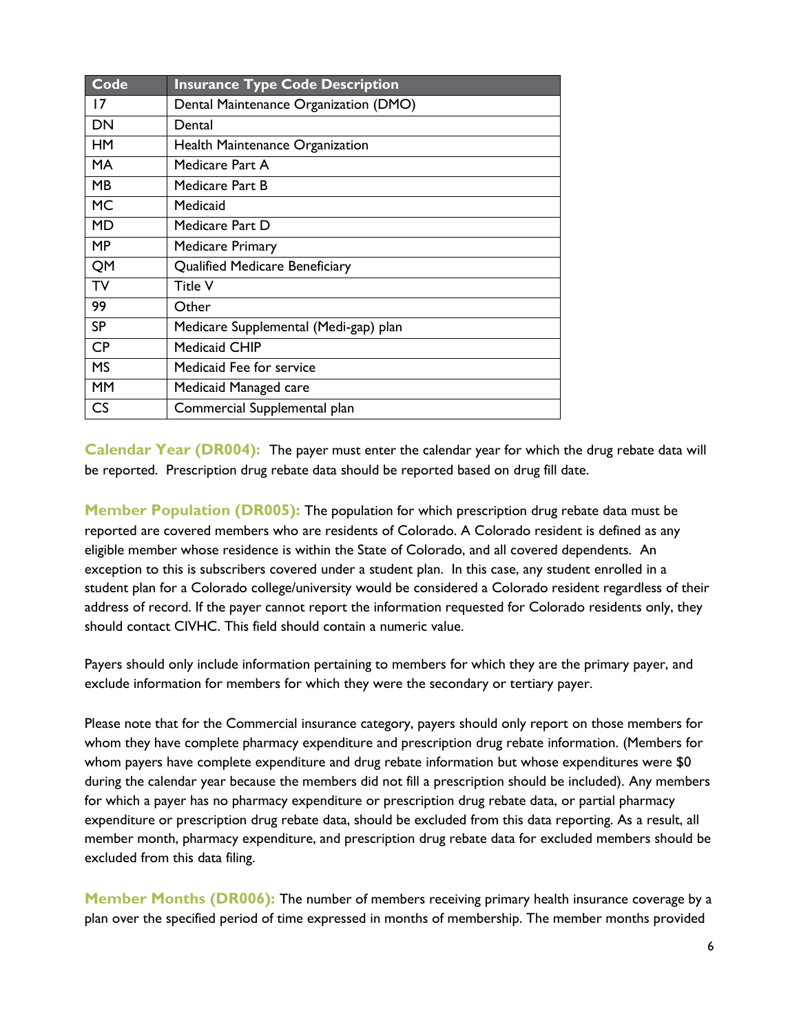| Code | Insurance Type Code Description |
|---|---|
| 17 | Dental Maintenance Organization (DMO) |
| DN | Dental |
| HM | Health Maintenance Organization |
| MA | Medicare Part A |
| MB | Medicare Part B |
| MC | Medicaid |
| MD | Medicare Part D |
| MP | Medicare Primary |
| QM | Qualified Medicare Beneficiary |
| TV | Title V |
| 99 | Other |
| SP | Medicare Supplemental (Medi-gap) plan |
| CP | Medicaid CHIP |
| MS | Medicaid Fee for service |
| MM | Medicaid Managed care |
| CS | Commercial Supplemental plan |

**Calendar Year (DR004):** The payer must enter the calendar year for which the drug rebate data will be reported. Prescription drug rebate data should be reported based on drug fill date.

**Member Population (DR005):** The population for which prescription drug rebate data must be reported are covered members who are residents of Colorado. A Colorado resident is defined as any eligible member whose residence is within the State of Colorado, and all covered dependents. An exception to this is subscribers covered under a student plan. In this case, any student enrolled in a student plan for a Colorado college/university would be considered a Colorado resident regardless of their address of record. If the payer cannot report the information requested for Colorado residents only, they should contact CIVHC. This field should contain a numeric value.

Payers should only include information pertaining to members for which they are the primary payer, and exclude information for members for which they were the secondary or tertiary payer.

Please note that for the Commercial insurance category, payers should only report on those members for whom they have complete pharmacy expenditure and prescription drug rebate information. (Members for whom payers have complete expenditure and drug rebate information but whose expenditures were $0 during the calendar year because the members did not fill a prescription should be included). Any members for which a payer has no pharmacy expenditure or prescription drug rebate data, or partial pharmacy expenditure or prescription drug rebate data, should be excluded from this data reporting. As a result, all member month, pharmacy expenditure, and prescription drug rebate data for excluded members should be excluded from this data filing.

**Member Months (DR006):** The number of members receiving primary health insurance coverage by a plan over the specified period of time expressed in months of membership. The member months provided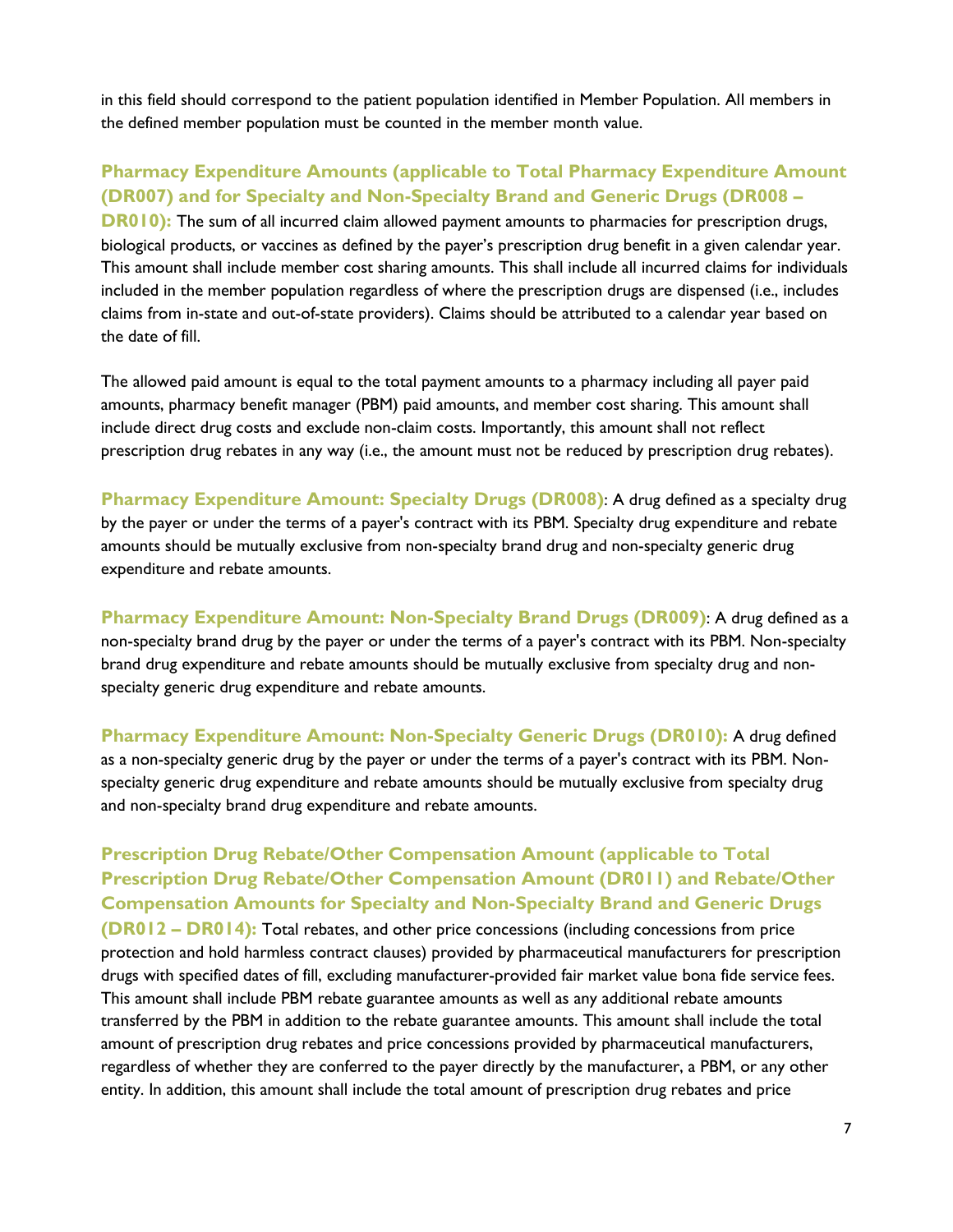in this field should correspond to the patient population identified in Member Population. All members in the defined member population must be counted in the member month value.

**Pharmacy Expenditure Amounts (applicable to Total Pharmacy Expenditure Amount (DR007) and for Specialty and Non-Specialty Brand and Generic Drugs (DR008 – DR010):** The sum of all incurred claim allowed payment amounts to pharmacies for prescription drugs, biological products, or vaccines as defined by the payer's prescription drug benefit in a given calendar year. This amount shall include member cost sharing amounts. This shall include all incurred claims for individuals included in the member population regardless of where the prescription drugs are dispensed (i.e., includes claims from in-state and out-of-state providers). Claims should be attributed to a calendar year based on the date of fill.

The allowed paid amount is equal to the total payment amounts to a pharmacy including all payer paid amounts, pharmacy benefit manager (PBM) paid amounts, and member cost sharing. This amount shall include direct drug costs and exclude non-claim costs. Importantly, this amount shall not reflect prescription drug rebates in any way (i.e., the amount must not be reduced by prescription drug rebates).

**Pharmacy Expenditure Amount: Specialty Drugs (DR008)**: A drug defined as a specialty drug by the payer or under the terms of a payer's contract with its PBM. Specialty drug expenditure and rebate amounts should be mutually exclusive from non-specialty brand drug and non-specialty generic drug expenditure and rebate amounts.

**Pharmacy Expenditure Amount: Non-Specialty Brand Drugs (DR009)**: A drug defined as a non-specialty brand drug by the payer or under the terms of a payer's contract with its PBM. Non-specialty brand drug expenditure and rebate amounts should be mutually exclusive from specialty drug and non-specialty generic drug expenditure and rebate amounts.

**Pharmacy Expenditure Amount: Non-Specialty Generic Drugs (DR010):** A drug defined as a non-specialty generic drug by the payer or under the terms of a payer's contract with its PBM. Non-specialty generic drug expenditure and rebate amounts should be mutually exclusive from specialty drug and non-specialty brand drug expenditure and rebate amounts.

**Prescription Drug Rebate/Other Compensation Amount (applicable to Total Prescription Drug Rebate/Other Compensation Amount (DR011) and Rebate/Other Compensation Amounts for Specialty and Non-Specialty Brand and Generic Drugs (DR012 – DR014):** Total rebates, and other price concessions (including concessions from price protection and hold harmless contract clauses) provided by pharmaceutical manufacturers for prescription drugs with specified dates of fill, excluding manufacturer-provided fair market value bona fide service fees. This amount shall include PBM rebate guarantee amounts as well as any additional rebate amounts transferred by the PBM in addition to the rebate guarantee amounts. This amount shall include the total amount of prescription drug rebates and price concessions provided by pharmaceutical manufacturers, regardless of whether they are conferred to the payer directly by the manufacturer, a PBM, or any other entity. In addition, this amount shall include the total amount of prescription drug rebates and price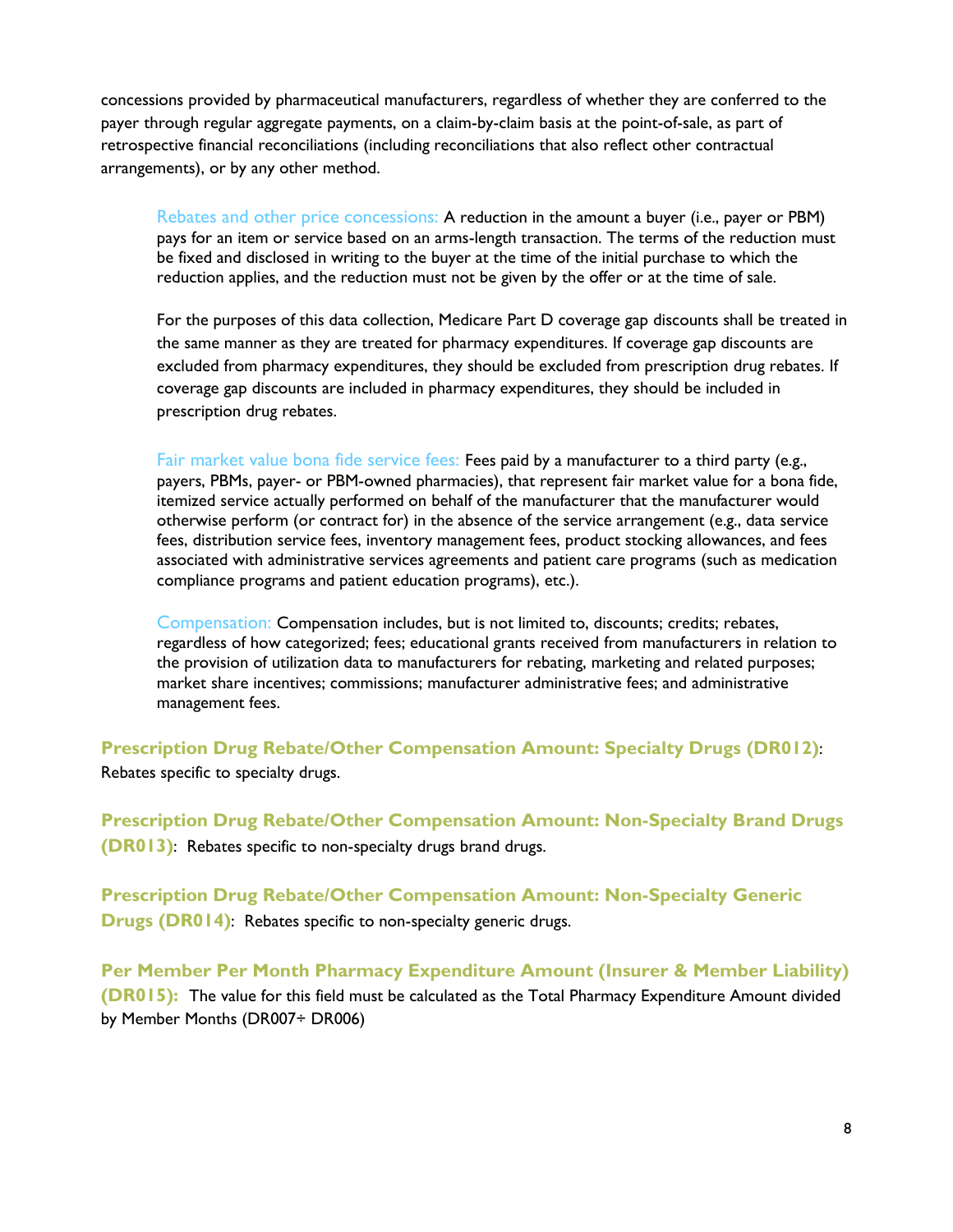concessions provided by pharmaceutical manufacturers, regardless of whether they are conferred to the payer through regular aggregate payments, on a claim-by-claim basis at the point-of-sale, as part of retrospective financial reconciliations (including reconciliations that also reflect other contractual arrangements), or by any other method.

> Rebates and other price concessions: A reduction in the amount a buyer (i.e., payer or PBM) pays for an item or service based on an arms-length transaction. The terms of the reduction must be fixed and disclosed in writing to the buyer at the time of the initial purchase to which the reduction applies, and the reduction must not be given by the offer or at the time of sale.
>
> For the purposes of this data collection, Medicare Part D coverage gap discounts shall be treated in the same manner as they are treated for pharmacy expenditures. If coverage gap discounts are excluded from pharmacy expenditures, they should be excluded from prescription drug rebates. If coverage gap discounts are included in pharmacy expenditures, they should be included in prescription drug rebates.
>
> Fair market value bona fide service fees: Fees paid by a manufacturer to a third party (e.g., payers, PBMs, payer- or PBM-owned pharmacies), that represent fair market value for a bona fide, itemized service actually performed on behalf of the manufacturer that the manufacturer would otherwise perform (or contract for) in the absence of the service arrangement (e.g., data service fees, distribution service fees, inventory management fees, product stocking allowances, and fees associated with administrative services agreements and patient care programs (such as medication compliance programs and patient education programs), etc.).
>
> Compensation: Compensation includes, but is not limited to, discounts; credits; rebates, regardless of how categorized; fees; educational grants received from manufacturers in relation to the provision of utilization data to manufacturers for rebating, marketing and related purposes; market share incentives; commissions; manufacturer administrative fees; and administrative management fees.

**Prescription Drug Rebate/Other Compensation Amount: Specialty Drugs (DR012)**: Rebates specific to specialty drugs.

**Prescription Drug Rebate/Other Compensation Amount: Non-Specialty Brand Drugs (DR013)**: Rebates specific to non-specialty drugs brand drugs.

**Prescription Drug Rebate/Other Compensation Amount: Non-Specialty Generic Drugs (DR014)**: Rebates specific to non-specialty generic drugs.

**Per Member Per Month Pharmacy Expenditure Amount (Insurer & Member Liability) (DR015):** The value for this field must be calculated as the Total Pharmacy Expenditure Amount divided by Member Months (DR007÷ DR006)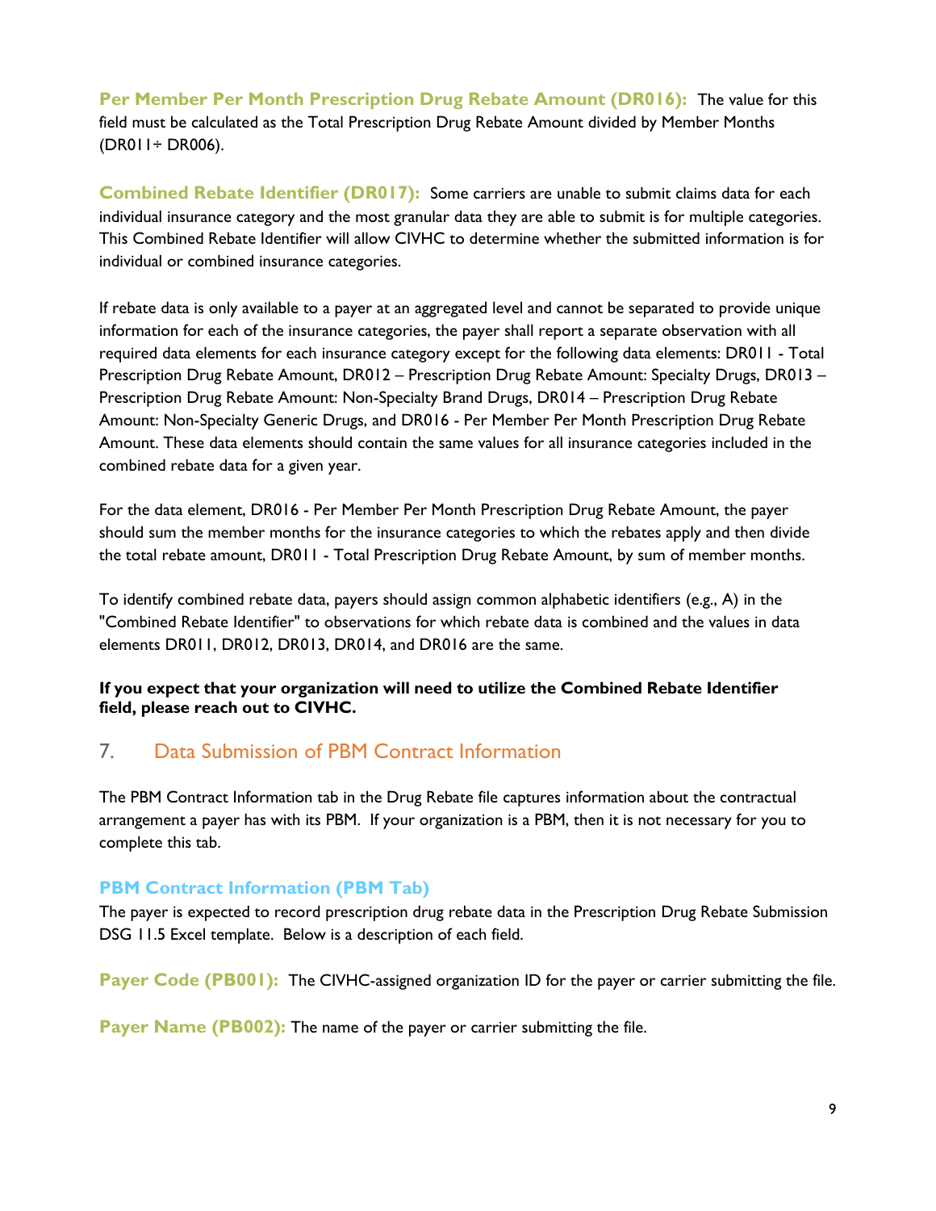**Per Member Per Month Prescription Drug Rebate Amount (DR016):** The value for this field must be calculated as the Total Prescription Drug Rebate Amount divided by Member Months (DR011÷ DR006).

**Combined Rebate Identifier (DR017):** Some carriers are unable to submit claims data for each individual insurance category and the most granular data they are able to submit is for multiple categories. This Combined Rebate Identifier will allow CIVHC to determine whether the submitted information is for individual or combined insurance categories.

If rebate data is only available to a payer at an aggregated level and cannot be separated to provide unique information for each of the insurance categories, the payer shall report a separate observation with all required data elements for each insurance category except for the following data elements: DR011 - Total Prescription Drug Rebate Amount, DR012 – Prescription Drug Rebate Amount: Specialty Drugs, DR013 – Prescription Drug Rebate Amount: Non-Specialty Brand Drugs, DR014 – Prescription Drug Rebate Amount: Non-Specialty Generic Drugs, and DR016 - Per Member Per Month Prescription Drug Rebate Amount. These data elements should contain the same values for all insurance categories included in the combined rebate data for a given year.

For the data element, DR016 - Per Member Per Month Prescription Drug Rebate Amount, the payer should sum the member months for the insurance categories to which the rebates apply and then divide the total rebate amount, DR011 - Total Prescription Drug Rebate Amount, by sum of member months.

To identify combined rebate data, payers should assign common alphabetic identifiers (e.g., A) in the "Combined Rebate Identifier" to observations for which rebate data is combined and the values in data elements DR011, DR012, DR013, DR014, and DR016 are the same.

**If you expect that your organization will need to utilize the Combined Rebate Identifier field, please reach out to CIVHC.**

## 7. Data Submission of PBM Contract Information

The PBM Contract Information tab in the Drug Rebate file captures information about the contractual arrangement a payer has with its PBM. If your organization is a PBM, then it is not necessary for you to complete this tab.

### PBM Contract Information (PBM Tab)

The payer is expected to record prescription drug rebate data in the Prescription Drug Rebate Submission DSG 11.5 Excel template. Below is a description of each field.

**Payer Code (PB001):** The CIVHC-assigned organization ID for the payer or carrier submitting the file.

**Payer Name (PB002):** The name of the payer or carrier submitting the file.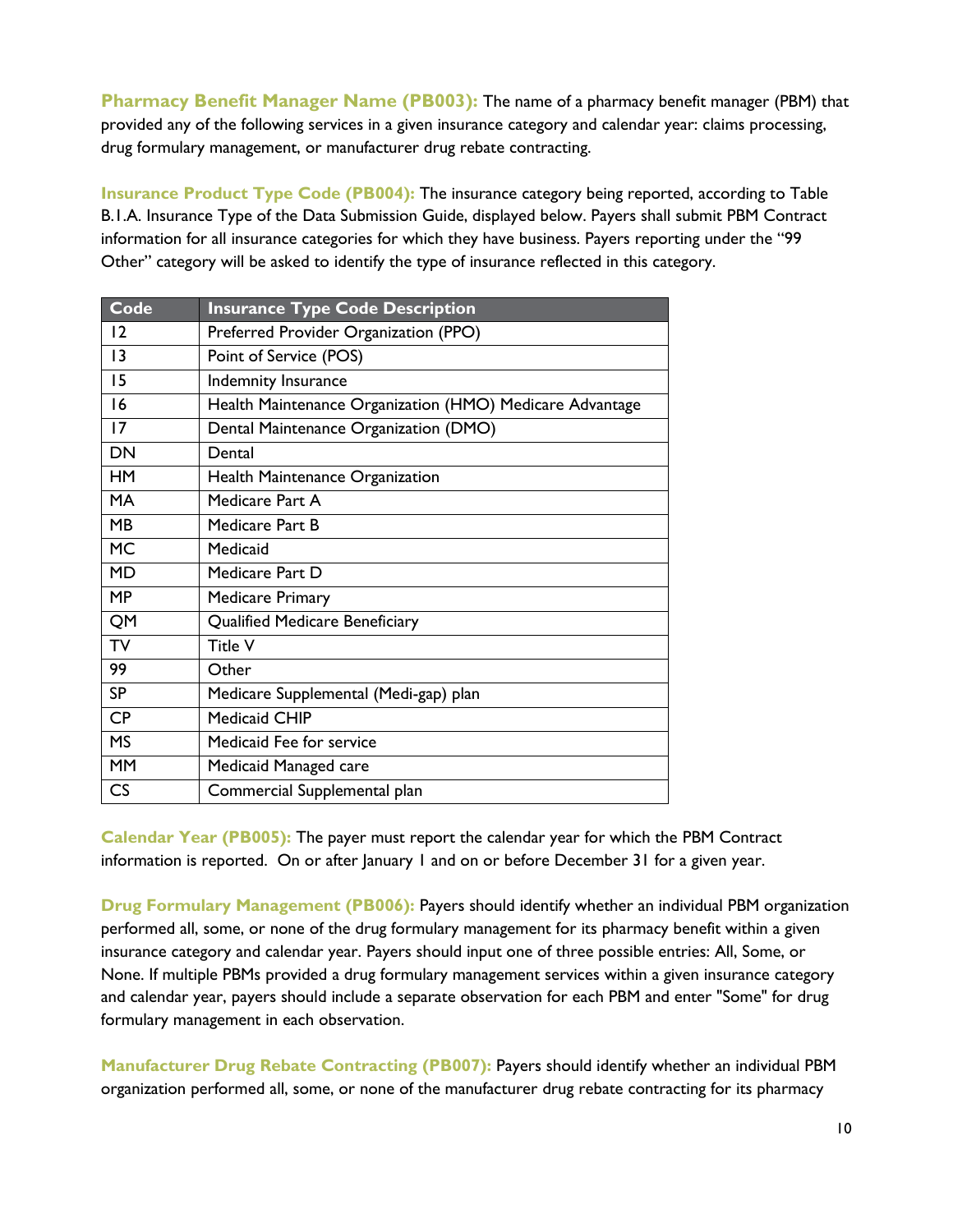**Pharmacy Benefit Manager Name (PB003):** The name of a pharmacy benefit manager (PBM) that provided any of the following services in a given insurance category and calendar year: claims processing, drug formulary management, or manufacturer drug rebate contracting.

**Insurance Product Type Code (PB004):** The insurance category being reported, according to Table B.1.A. Insurance Type of the Data Submission Guide, displayed below. Payers shall submit PBM Contract information for all insurance categories for which they have business. Payers reporting under the "99 Other" category will be asked to identify the type of insurance reflected in this category.

| Code | Insurance Type Code Description |
|---|---|
| 12 | Preferred Provider Organization (PPO) |
| 13 | Point of Service (POS) |
| 15 | Indemnity Insurance |
| 16 | Health Maintenance Organization (HMO) Medicare Advantage |
| 17 | Dental Maintenance Organization (DMO) |
| DN | Dental |
| HM | Health Maintenance Organization |
| MA | Medicare Part A |
| MB | Medicare Part B |
| MC | Medicaid |
| MD | Medicare Part D |
| MP | Medicare Primary |
| QM | Qualified Medicare Beneficiary |
| TV | Title V |
| 99 | Other |
| SP | Medicare Supplemental (Medi-gap) plan |
| CP | Medicaid CHIP |
| MS | Medicaid Fee for service |
| MM | Medicaid Managed care |
| CS | Commercial Supplemental plan |

**Calendar Year (PB005):** The payer must report the calendar year for which the PBM Contract information is reported. On or after January 1 and on or before December 31 for a given year.

**Drug Formulary Management (PB006):** Payers should identify whether an individual PBM organization performed all, some, or none of the drug formulary management for its pharmacy benefit within a given insurance category and calendar year. Payers should input one of three possible entries: All, Some, or None. If multiple PBMs provided a drug formulary management services within a given insurance category and calendar year, payers should include a separate observation for each PBM and enter "Some" for drug formulary management in each observation.

**Manufacturer Drug Rebate Contracting (PB007):** Payers should identify whether an individual PBM organization performed all, some, or none of the manufacturer drug rebate contracting for its pharmacy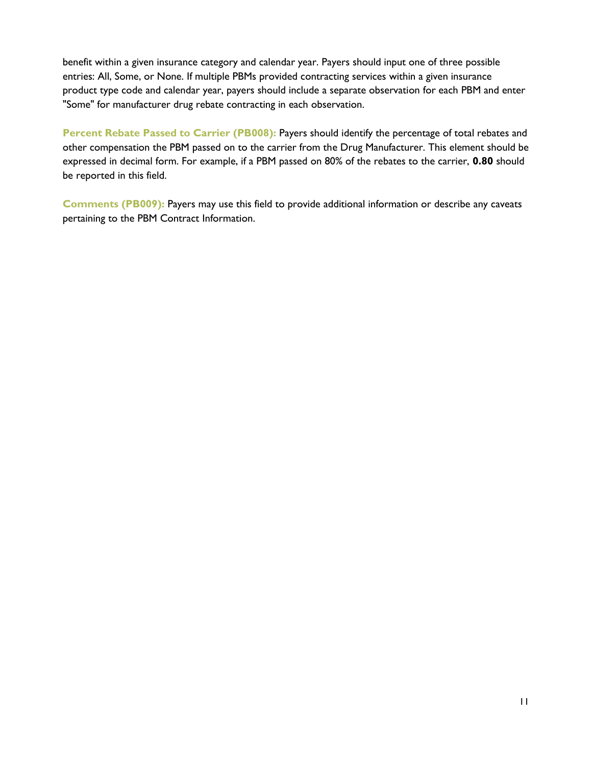benefit within a given insurance category and calendar year. Payers should input one of three possible entries: All, Some, or None. If multiple PBMs provided contracting services within a given insurance product type code and calendar year, payers should include a separate observation for each PBM and enter "Some" for manufacturer drug rebate contracting in each observation.

**Percent Rebate Passed to Carrier (PB008):** Payers should identify the percentage of total rebates and other compensation the PBM passed on to the carrier from the Drug Manufacturer. This element should be expressed in decimal form. For example, if a PBM passed on 80% of the rebates to the carrier, **0.80** should be reported in this field.

**Comments (PB009):** Payers may use this field to provide additional information or describe any caveats pertaining to the PBM Contract Information.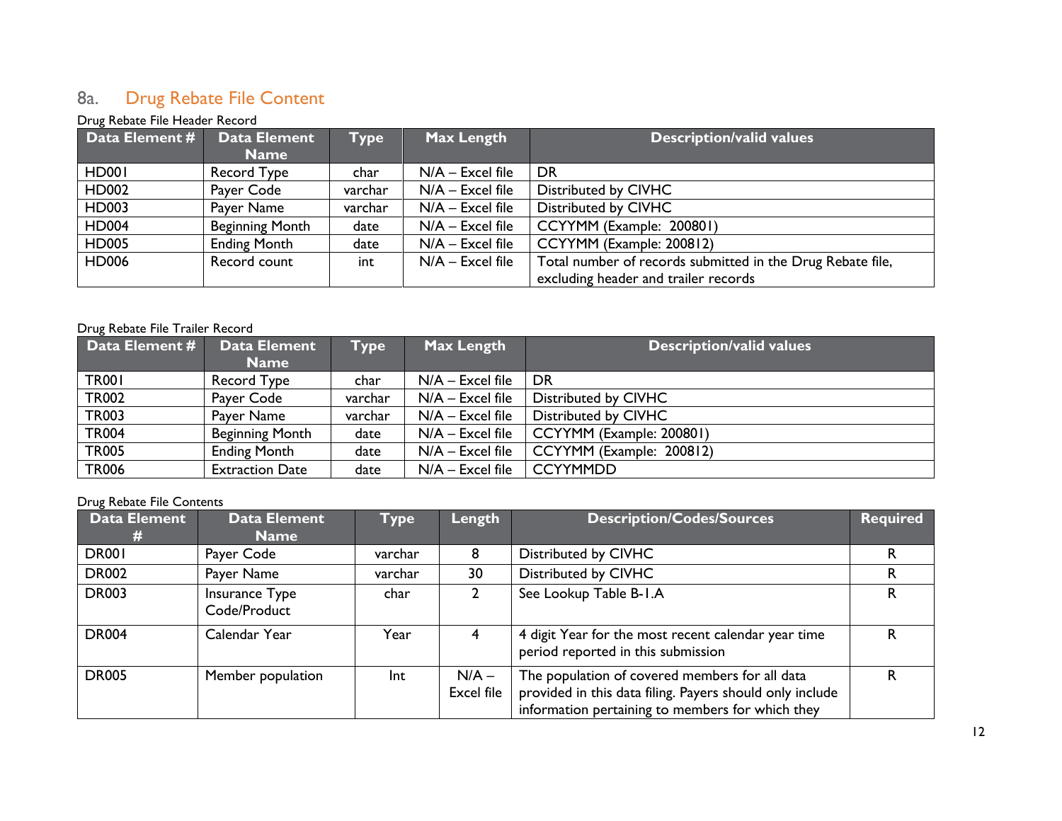## 8a. Drug Rebate File Content

Drug Rebate File Header Record

| Data Element # | Data Element Name | Type | Max Length | Description/valid values |
|---|---|---|---|---|
| HD001 | Record Type | char | N/A – Excel file | DR |
| HD002 | Payer Code | varchar | N/A – Excel file | Distributed by CIVHC |
| HD003 | Payer Name | varchar | N/A – Excel file | Distributed by CIVHC |
| HD004 | Beginning Month | date | N/A – Excel file | CCYYMM (Example: 200801) |
| HD005 | Ending Month | date | N/A – Excel file | CCYYMM (Example: 200812) |
| HD006 | Record count | int | N/A – Excel file | Total number of records submitted in the Drug Rebate file, excluding header and trailer records |

Drug Rebate File Trailer Record

| Data Element # | Data Element Name | Type | Max Length | Description/valid values |
|---|---|---|---|---|
| TR001 | Record Type | char | N/A – Excel file | DR |
| TR002 | Payer Code | varchar | N/A – Excel file | Distributed by CIVHC |
| TR003 | Payer Name | varchar | N/A – Excel file | Distributed by CIVHC |
| TR004 | Beginning Month | date | N/A – Excel file | CCYYMM (Example: 200801) |
| TR005 | Ending Month | date | N/A – Excel file | CCYYMM (Example: 200812) |
| TR006 | Extraction Date | date | N/A – Excel file | CCYYMMDD |

Drug Rebate File Contents

| Data Element # | Data Element Name | Type | Length | Description/Codes/Sources | Required |
|---|---|---|---|---|---|
| DR001 | Payer Code | varchar | 8 | Distributed by CIVHC | R |
| DR002 | Payer Name | varchar | 30 | Distributed by CIVHC | R |
| DR003 | Insurance Type Code/Product | char | 2 | See Lookup Table B-1.A | R |
| DR004 | Calendar Year | Year | 4 | 4 digit Year for the most recent calendar year time period reported in this submission | R |
| DR005 | Member population | Int | N/A – Excel file | The population of covered members for all data provided in this data filing. Payers should only include information pertaining to members for which they | R |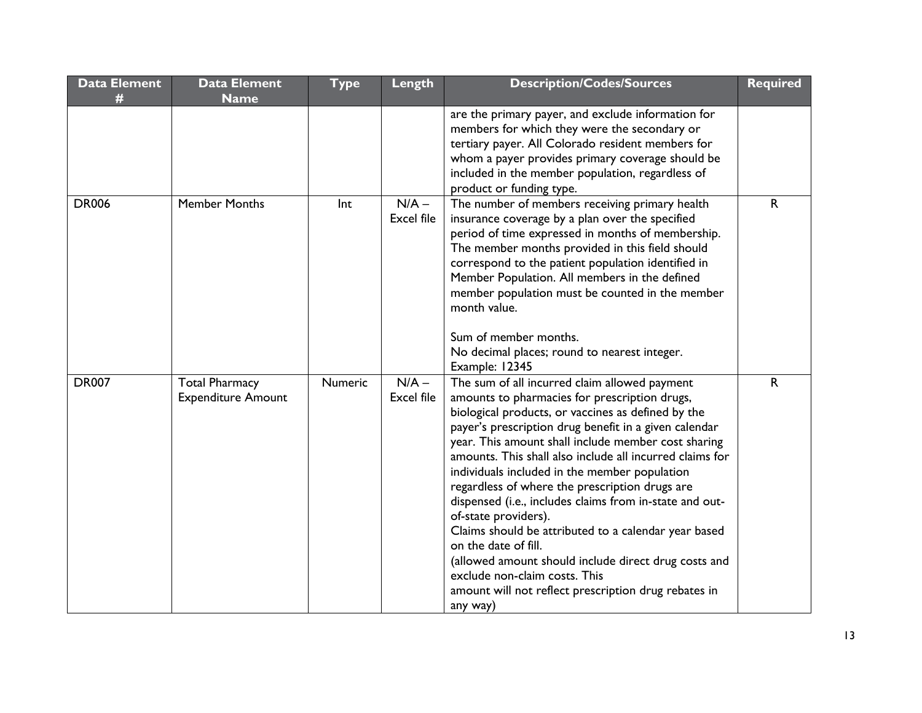| Data Element # | Data Element Name | Type | Length | Description/Codes/Sources | Required |
|---|---|---|---|---|---|
| | | | | are the primary payer, and exclude information for members for which they were the secondary or tertiary payer. All Colorado resident members for whom a payer provides primary coverage should be included in the member population, regardless of product or funding type. | |
| DR006 | Member Months | Int | N/A – Excel file | The number of members receiving primary health insurance coverage by a plan over the specified period of time expressed in months of membership. The member months provided in this field should correspond to the patient population identified in Member Population. All members in the defined member population must be counted in the member month value.<br><br>Sum of member months.<br>No decimal places; round to nearest integer.<br>Example: 12345 | R |
| DR007 | Total Pharmacy Expenditure Amount | Numeric | N/A – Excel file | The sum of all incurred claim allowed payment amounts to pharmacies for prescription drugs, biological products, or vaccines as defined by the payer's prescription drug benefit in a given calendar year. This amount shall include member cost sharing amounts. This shall also include all incurred claims for individuals included in the member population regardless of where the prescription drugs are dispensed (i.e., includes claims from in-state and out-of-state providers).<br>Claims should be attributed to a calendar year based on the date of fill.<br>(allowed amount should include direct drug costs and exclude non-claim costs. This amount will not reflect prescription drug rebates in any way) | R |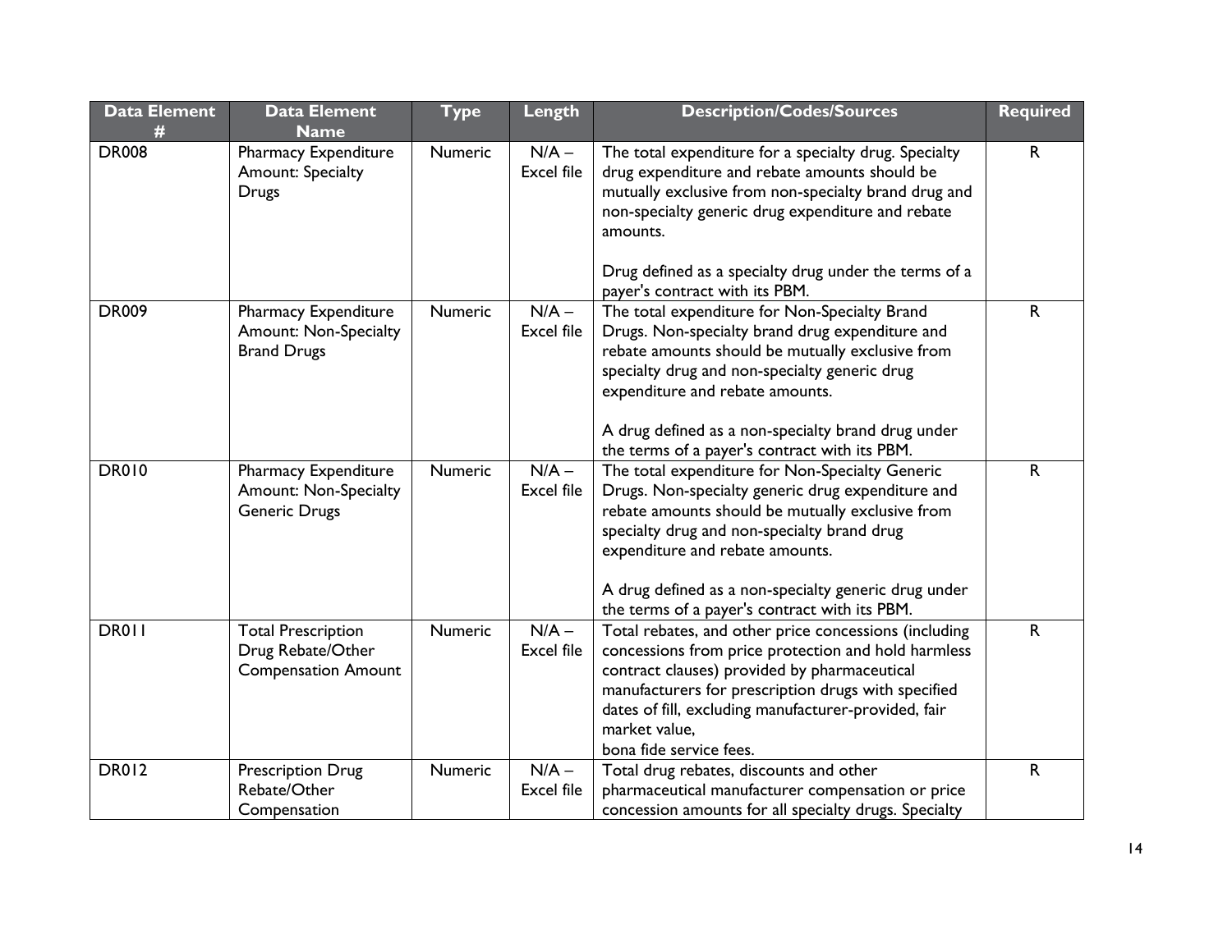| Data Element # | Data Element Name | Type | Length | Description/Codes/Sources | Required |
|---|---|---|---|---|---|
| DR008 | Pharmacy Expenditure Amount: Specialty Drugs | Numeric | N/A – Excel file | The total expenditure for a specialty drug. Specialty drug expenditure and rebate amounts should be mutually exclusive from non-specialty brand drug and non-specialty generic drug expenditure and rebate amounts.<br><br>Drug defined as a specialty drug under the terms of a payer's contract with its PBM. | R |
| DR009 | Pharmacy Expenditure Amount: Non-Specialty Brand Drugs | Numeric | N/A – Excel file | The total expenditure for Non-Specialty Brand Drugs. Non-specialty brand drug expenditure and rebate amounts should be mutually exclusive from specialty drug and non-specialty generic drug expenditure and rebate amounts.<br><br>A drug defined as a non-specialty brand drug under the terms of a payer's contract with its PBM. | R |
| DR010 | Pharmacy Expenditure Amount: Non-Specialty Generic Drugs | Numeric | N/A – Excel file | The total expenditure for Non-Specialty Generic Drugs. Non-specialty generic drug expenditure and rebate amounts should be mutually exclusive from specialty drug and non-specialty brand drug expenditure and rebate amounts.<br><br>A drug defined as a non-specialty generic drug under the terms of a payer's contract with its PBM. | R |
| DR011 | Total Prescription Drug Rebate/Other Compensation Amount | Numeric | N/A – Excel file | Total rebates, and other price concessions (including concessions from price protection and hold harmless contract clauses) provided by pharmaceutical manufacturers for prescription drugs with specified dates of fill, excluding manufacturer-provided, fair market value,<br>bona fide service fees. | R |
| DR012 | Prescription Drug Rebate/Other Compensation | Numeric | N/A – Excel file | Total drug rebates, discounts and other pharmaceutical manufacturer compensation or price concession amounts for all specialty drugs. Specialty | R |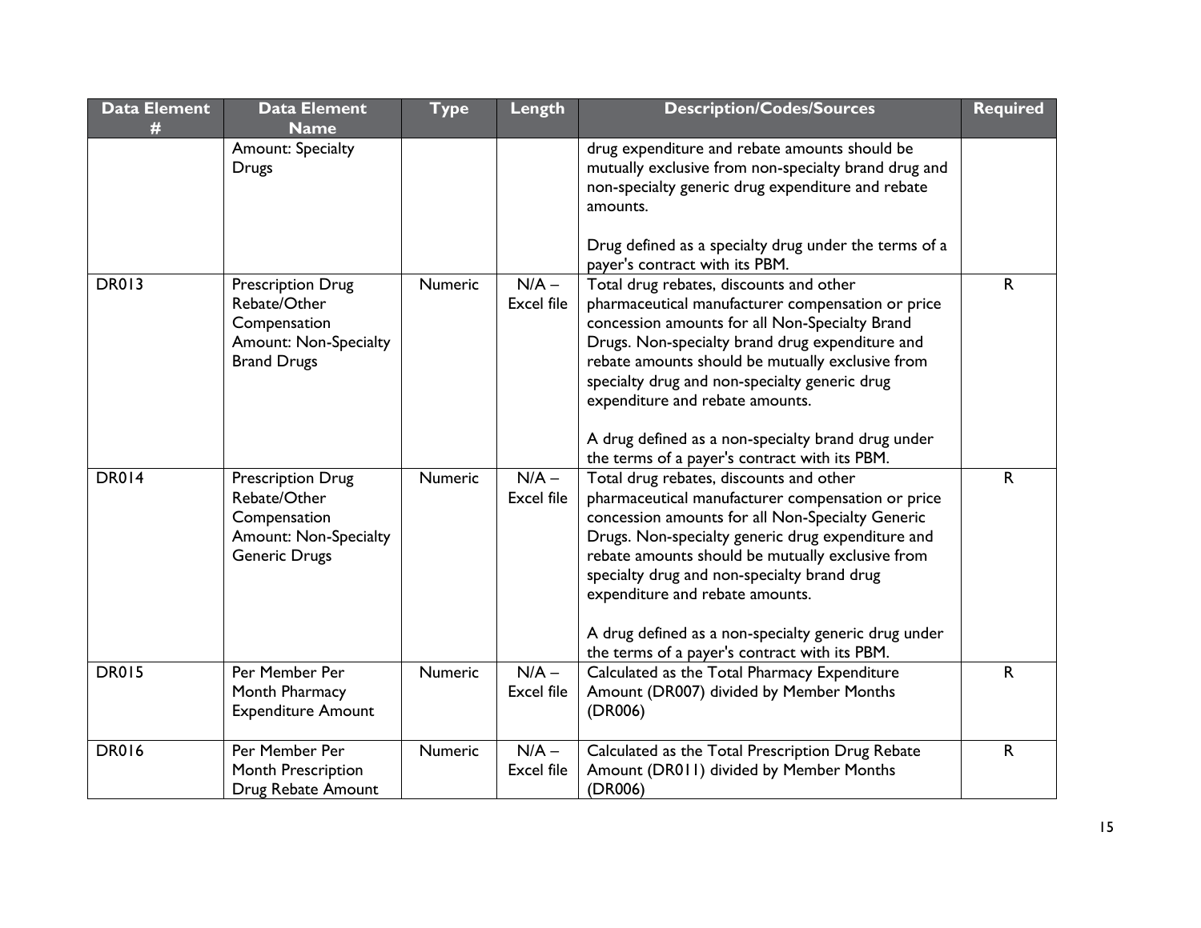| Data Element # | Data Element Name | Type | Length | Description/Codes/Sources | Required |
|---|---|---|---|---|---|
| | Amount: Specialty Drugs | | | drug expenditure and rebate amounts should be mutually exclusive from non-specialty brand drug and non-specialty generic drug expenditure and rebate amounts.<br><br>Drug defined as a specialty drug under the terms of a payer's contract with its PBM. | |
| DR013 | Prescription Drug Rebate/Other Compensation Amount: Non-Specialty Brand Drugs | Numeric | N/A – Excel file | Total drug rebates, discounts and other pharmaceutical manufacturer compensation or price concession amounts for all Non-Specialty Brand Drugs. Non-specialty brand drug expenditure and rebate amounts should be mutually exclusive from specialty drug and non-specialty generic drug expenditure and rebate amounts.<br><br>A drug defined as a non-specialty brand drug under the terms of a payer's contract with its PBM. | R |
| DR014 | Prescription Drug Rebate/Other Compensation Amount: Non-Specialty Generic Drugs | Numeric | N/A – Excel file | Total drug rebates, discounts and other pharmaceutical manufacturer compensation or price concession amounts for all Non-Specialty Generic Drugs. Non-specialty generic drug expenditure and rebate amounts should be mutually exclusive from specialty drug and non-specialty brand drug expenditure and rebate amounts.<br><br>A drug defined as a non-specialty generic drug under the terms of a payer's contract with its PBM. | R |
| DR015 | Per Member Per Month Pharmacy Expenditure Amount | Numeric | N/A – Excel file | Calculated as the Total Pharmacy Expenditure Amount (DR007) divided by Member Months (DR006) | R |
| DR016 | Per Member Per Month Prescription Drug Rebate Amount | Numeric | N/A – Excel file | Calculated as the Total Prescription Drug Rebate Amount (DR011) divided by Member Months (DR006) | R |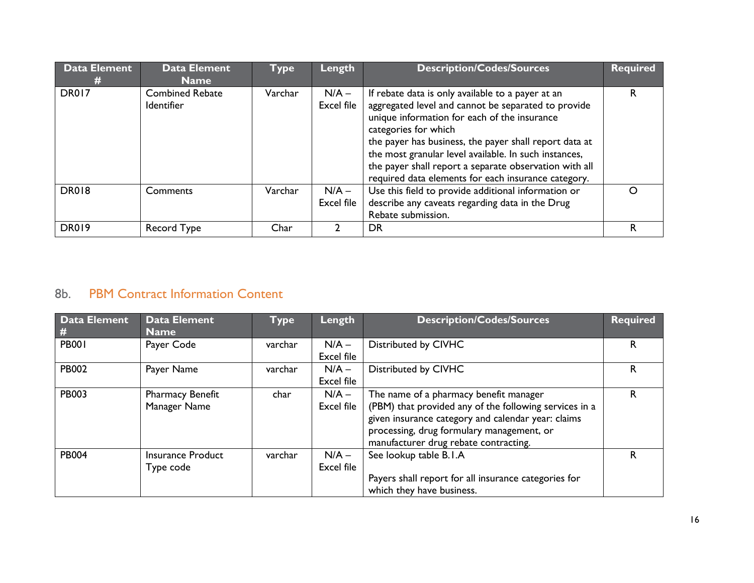| Data Element # | Data Element Name | Type | Length | Description/Codes/Sources | Required |
|---|---|---|---|---|---|
| DR017 | Combined Rebate Identifier | Varchar | N/A – Excel file | If rebate data is only available to a payer at an aggregated level and cannot be separated to provide unique information for each of the insurance categories for which the payer has business, the payer shall report data at the most granular level available. In such instances, the payer shall report a separate observation with all required data elements for each insurance category. | R |
| DR018 | Comments | Varchar | N/A – Excel file | Use this field to provide additional information or describe any caveats regarding data in the Drug Rebate submission. | O |
| DR019 | Record Type | Char | 2 | DR | R |

## 8b. PBM Contract Information Content

| Data Element # | Data Element Name | Type | Length | Description/Codes/Sources | Required |
|---|---|---|---|---|---|
| PB001 | Payer Code | varchar | N/A – Excel file | Distributed by CIVHC | R |
| PB002 | Payer Name | varchar | N/A – Excel file | Distributed by CIVHC | R |
| PB003 | Pharmacy Benefit Manager Name | char | N/A – Excel file | The name of a pharmacy benefit manager (PBM) that provided any of the following services in a given insurance category and calendar year: claims processing, drug formulary management, or manufacturer drug rebate contracting. | R |
| PB004 | Insurance Product Type code | varchar | N/A – Excel file | See lookup table B.1.A<br><br>Payers shall report for all insurance categories for which they have business. | R |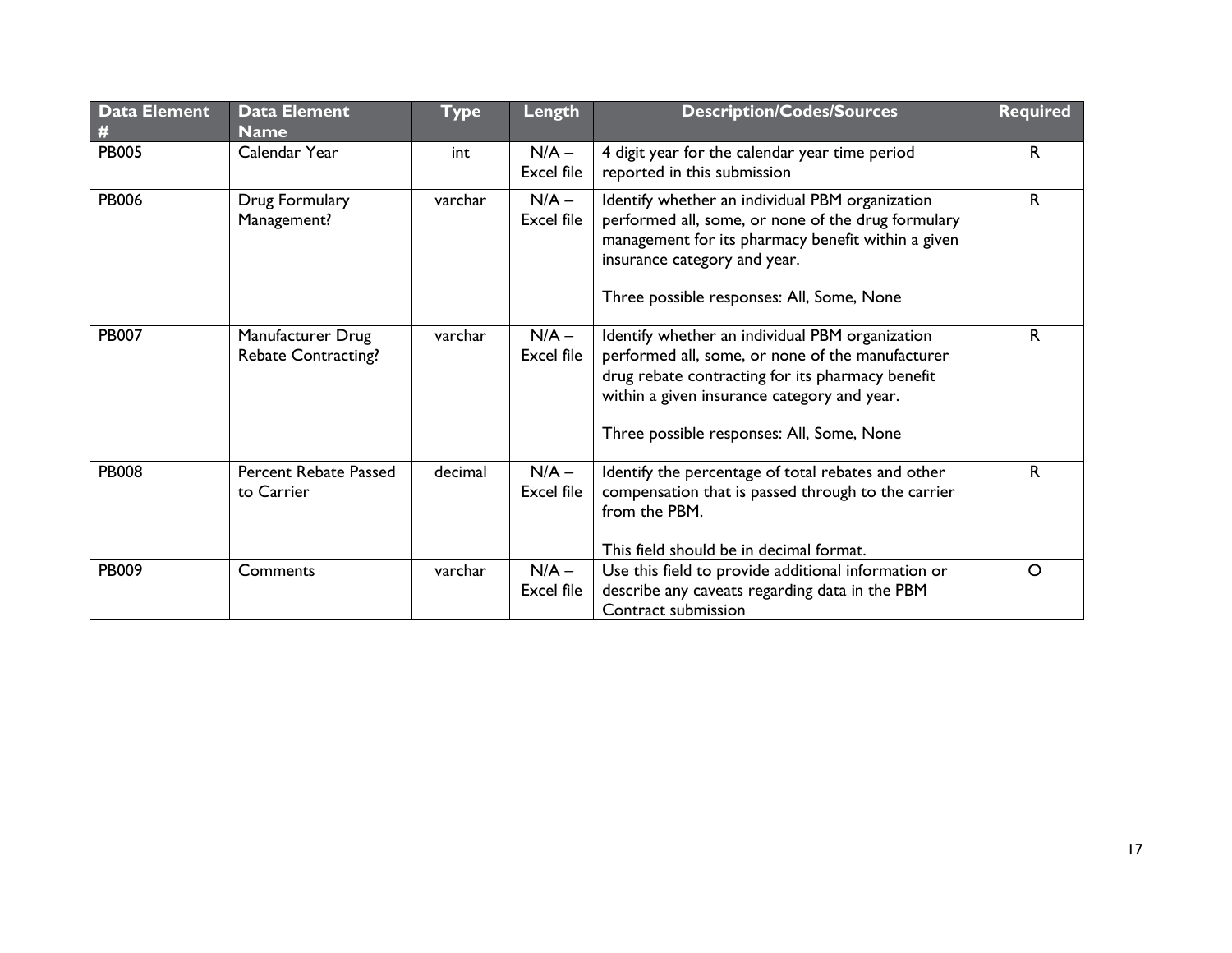| Data Element # | Data Element Name | Type | Length | Description/Codes/Sources | Required |
|---|---|---|---|---|---|
| PB005 | Calendar Year | int | N/A – Excel file | 4 digit year for the calendar year time period reported in this submission | R |
| PB006 | Drug Formulary Management? | varchar | N/A – Excel file | Identify whether an individual PBM organization performed all, some, or none of the drug formulary management for its pharmacy benefit within a given insurance category and year.<br><br>Three possible responses: All, Some, None | R |
| PB007 | Manufacturer Drug Rebate Contracting? | varchar | N/A – Excel file | Identify whether an individual PBM organization performed all, some, or none of the manufacturer drug rebate contracting for its pharmacy benefit within a given insurance category and year.<br><br>Three possible responses: All, Some, None | R |
| PB008 | Percent Rebate Passed to Carrier | decimal | N/A – Excel file | Identify the percentage of total rebates and other compensation that is passed through to the carrier from the PBM.<br><br>This field should be in decimal format. | R |
| PB009 | Comments | varchar | N/A – Excel file | Use this field to provide additional information or describe any caveats regarding data in the PBM Contract submission | O |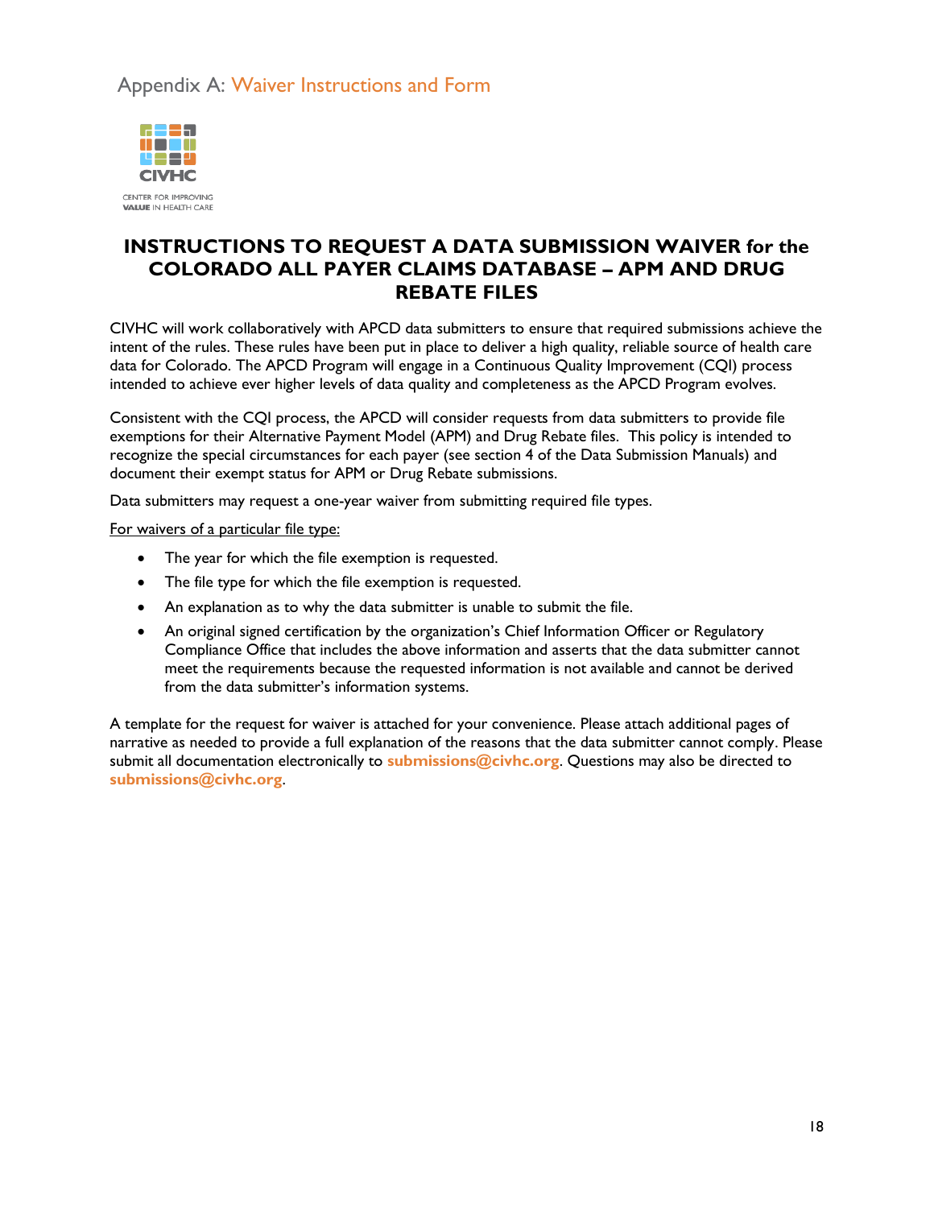# Appendix A: Waiver Instructions and Form

CIVHC

CENTER FOR IMPROVING **VALUE** IN HEALTH CARE

## INSTRUCTIONS TO REQUEST A DATA SUBMISSION WAIVER for the COLORADO ALL PAYER CLAIMS DATABASE – APM AND DRUG REBATE FILES

CIVHC will work collaboratively with APCD data submitters to ensure that required submissions achieve the intent of the rules. These rules have been put in place to deliver a high quality, reliable source of health care data for Colorado. The APCD Program will engage in a Continuous Quality Improvement (CQI) process intended to achieve ever higher levels of data quality and completeness as the APCD Program evolves.

Consistent with the CQI process, the APCD will consider requests from data submitters to provide file exemptions for their Alternative Payment Model (APM) and Drug Rebate files. This policy is intended to recognize the special circumstances for each payer (see section 4 of the Data Submission Manuals) and document their exempt status for APM or Drug Rebate submissions.

Data submitters may request a one-year waiver from submitting required file types.

<u>For waivers of a particular file type:</u>

- The year for which the file exemption is requested.
- The file type for which the file exemption is requested.
- An explanation as to why the data submitter is unable to submit the file.
- An original signed certification by the organization's Chief Information Officer or Regulatory Compliance Office that includes the above information and asserts that the data submitter cannot meet the requirements because the requested information is not available and cannot be derived from the data submitter's information systems.

A template for the request for waiver is attached for your convenience. Please attach additional pages of narrative as needed to provide a full explanation of the reasons that the data submitter cannot comply. Please submit all documentation electronically to **submissions@civhc.org**. Questions may also be directed to **submissions@civhc.org**.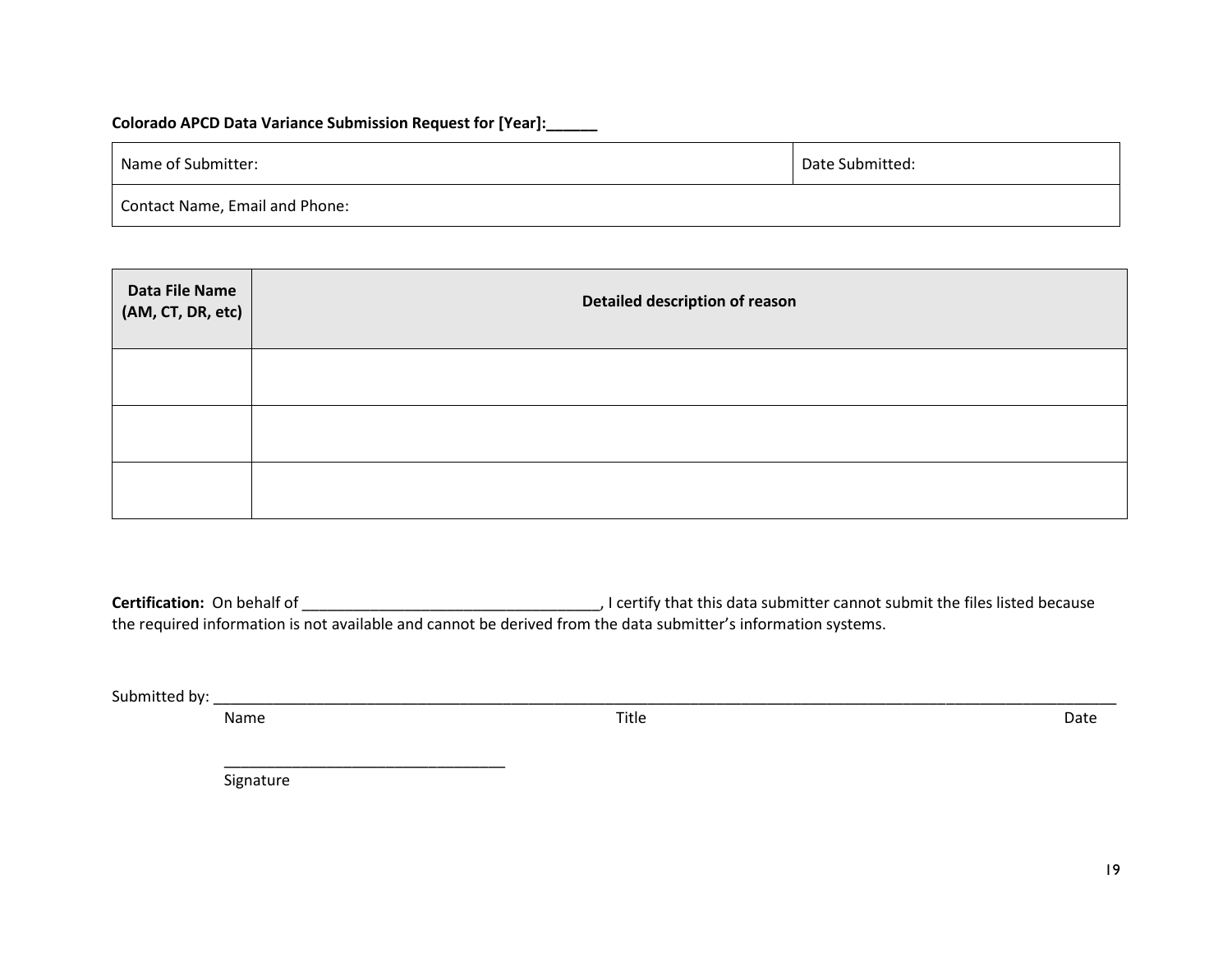**Colorado APCD Data Variance Submission Request for [Year]:______**

| Name of Submitter: | Date Submitted: |
|---|---|
| Contact Name, Email and Phone: | |

| Data File Name (AM, CT, DR, etc) | Detailed description of reason |
|---|---|
| | |
| | |
| | |

**Certification:** On behalf of ___________________________________, I certify that this data submitter cannot submit the files listed because the required information is not available and cannot be derived from the data submitter's information systems.

Submitted by: ______________________________________________________________________________________________________________

Name Title Date

_________________________________

Signature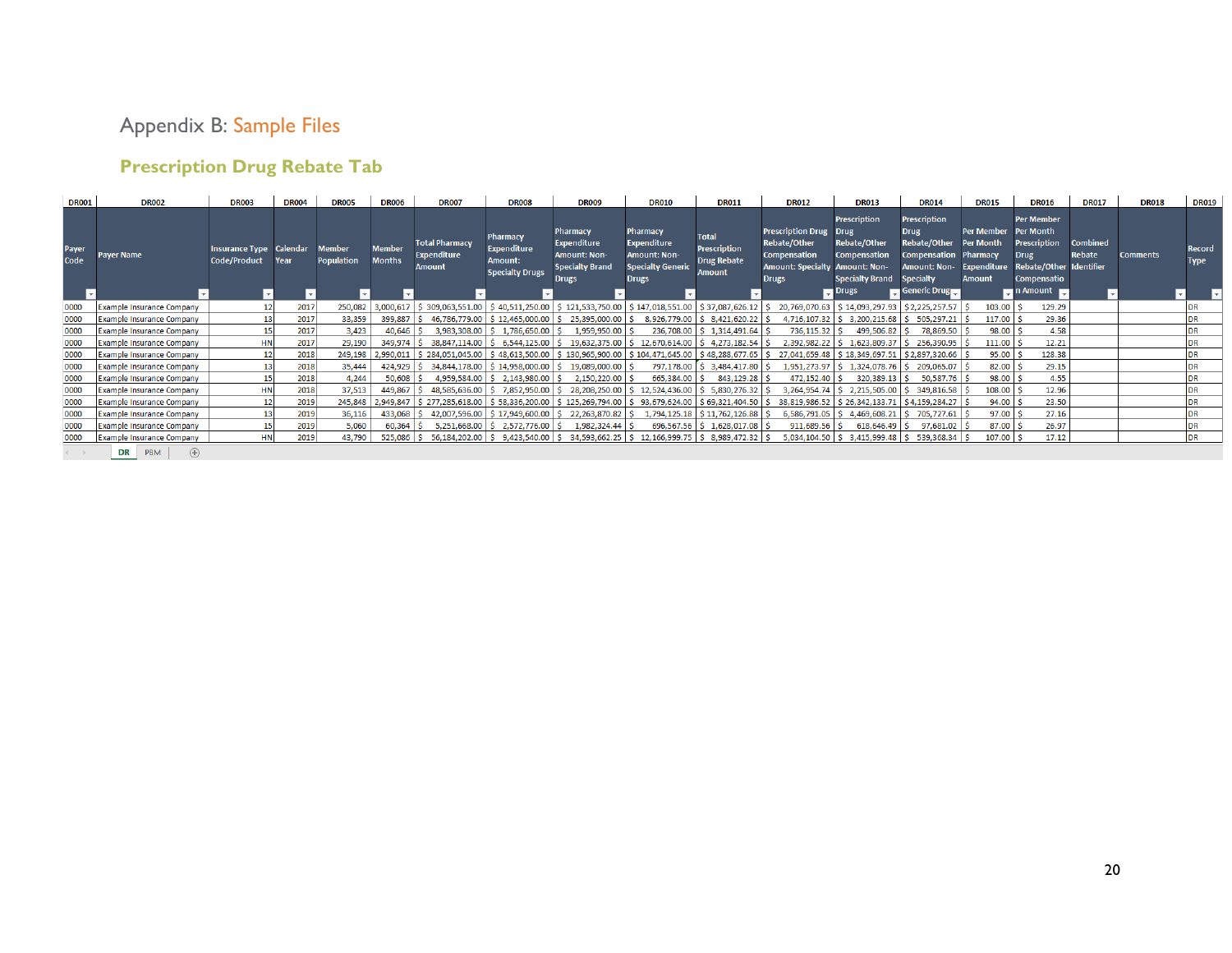# Appendix B: Sample Files

## Prescription Drug Rebate Tab

| DR001 | DR002 | DR003 | DR004 | DR005 | DR006 | DR007 | DR008 | DR009 | DR010 | DR011 | DR012 | DR013 | DR014 | DR015 | DR016 | DR017 | DR018 | DR019 |
|---|---|---|---|---|---|---|---|---|---|---|---|---|---|---|---|---|---|---|
| Payer Code | Payer Name | Insurance Type Code/Product | Calendar Year | Member Population | Member Months | Total Pharmacy Expenditure Amount | Pharmacy Expenditure Amount: Specialty Drugs | Pharmacy Expenditure Amount: Non-Specialty Brand Drugs | Pharmacy Expenditure Amount: Non-Specialty Generic Drugs | Total Prescription Drug Rebate Amount | Prescription Drug Rebate/Other Compensation Amount: Specialty Drugs | Prescription Drug Rebate/Other Compensation Amount: Non-Specialty Brand Drugs | Prescription Drug Rebate/Other Compensation Amount: Non-Specialty Generic Drugs | Per Member Per Month Pharmacy Expenditure Amount | Per Member Per Month Prescription Drug Rebate/Other Compensation Amount | Combined Rebate Identifier | Comments | Record Type |
| 0000 | Example Insurance Company | 12 | 2017 | 250,082 | 3,000,617 | $ 309,063,551.00 | $ 40,511,250.00 | $ 121,533,750.00 | $ 147,018,551.00 | $ 37,087,626.12 | $ 20,769,070.63 | $ 14,093,297.93 | $ 2,225,257.57 | $ 103.00 | $ 129.29 | | | DR |
| 0000 | Example Insurance Company | 13 | 2017 | 33,359 | 399,887 | $ 46,786,779.00 | $ 12,465,000.00 | $ 25,395,000.00 | $ 8,926,779.00 | $ 8,421,620.22 | $ 4,716,107.32 | $ 3,200,215.68 | $ 505,297.21 | $ 117.00 | $ 29.36 | | | DR |
| 0000 | Example Insurance Company | 15 | 2017 | 3,423 | 40,646 | $ 3,983,308.00 | $ 1,786,650.00 | $ 1,959,950.00 | $ 236,708.00 | $ 1,314,491.64 | $ 736,115.32 | $ 499,506.82 | $ 78,869.50 | $ 98.00 | $ 4.58 | | | DR |
| 0000 | Example Insurance Company | HN | 2017 | 29,190 | 349,974 | $ 38,847,114.00 | $ 6,544,125.00 | $ 19,632,375.00 | $ 12,670,614.00 | $ 4,273,182.54 | $ 2,392,982.22 | $ 1,623,809.37 | $ 256,390.95 | $ 111.00 | $ 12.21 | | | DR |
| 0000 | Example Insurance Company | 12 | 2018 | 249,198 | 2,990,011 | $ 284,051,045.00 | $ 48,613,500.00 | $ 130,965,900.00 | $ 104,471,645.00 | $ 48,288,677.65 | $ 27,041,659.48 | $ 18,349,697.51 | $ 2,897,320.66 | $ 95.00 | $ 128.38 | | | DR |
| 0000 | Example Insurance Company | 13 | 2018 | 35,444 | 424,929 | $ 34,844,178.00 | $ 14,958,000.00 | $ 19,089,000.00 | $ 797,178.00 | $ 3,484,417.80 | $ 1,951,273.97 | $ 1,324,078.76 | $ 209,065.07 | $ 82.00 | $ 29.15 | | | DR |
| 0000 | Example Insurance Company | 15 | 2018 | 4,244 | 50,608 | $ 4,959,584.00 | $ 2,143,980.00 | $ 2,150,220.00 | $ 665,384.00 | $ 843,129.28 | $ 472,152.40 | $ 320,389.13 | $ 50,587.76 | $ 98.00 | $ 4.55 | | | DR |
| 0000 | Example Insurance Company | HN | 2018 | 37,513 | 449,867 | $ 48,585,636.00 | $ 7,852,950.00 | $ 28,208,250.00 | $ 12,524,436.00 | $ 5,830,276.32 | $ 3,264,954.74 | $ 2,215,505.00 | $ 349,816.58 | $ 108.00 | $ 12.96 | | | DR |
| 0000 | Example Insurance Company | 12 | 2019 | 245,848 | 2,949,847 | $ 277,285,618.00 | $ 58,336,200.00 | $ 125,269,794.00 | $ 93,679,624.00 | $ 69,321,404.50 | $ 38,819,986.52 | $ 26,342,133.71 | $ 4,159,284.27 | $ 94.00 | $ 23.50 | | | DR |
| 0000 | Example Insurance Company | 13 | 2019 | 36,116 | 433,068 | $ 42,007,596.00 | $ 17,949,600.00 | $ 22,263,870.82 | $ 1,794,125.18 | $ 11,762,126.88 | $ 6,586,791.05 | $ 4,469,608.21 | $ 705,727.61 | $ 97.00 | $ 27.16 | | | DR |
| 0000 | Example Insurance Company | 15 | 2019 | 5,060 | 60,364 | $ 5,251,668.00 | $ 2,572,776.00 | $ 1,982,324.44 | $ 696,567.56 | $ 1,628,017.08 | $ 911,689.56 | $ 618,646.49 | $ 97,681.02 | $ 87.00 | $ 26.97 | | | DR |
| 0000 | Example Insurance Company | HN | 2019 | 43,790 | 525,086 | $ 56,184,202.00 | $ 9,423,540.00 | $ 34,593,662.25 | $ 12,166,999.75 | $ 8,989,472.32 | $ 5,034,104.50 | $ 3,415,999.48 | $ 539,368.34 | $ 107.00 | $ 17.12 | | | DR |

DR | PBM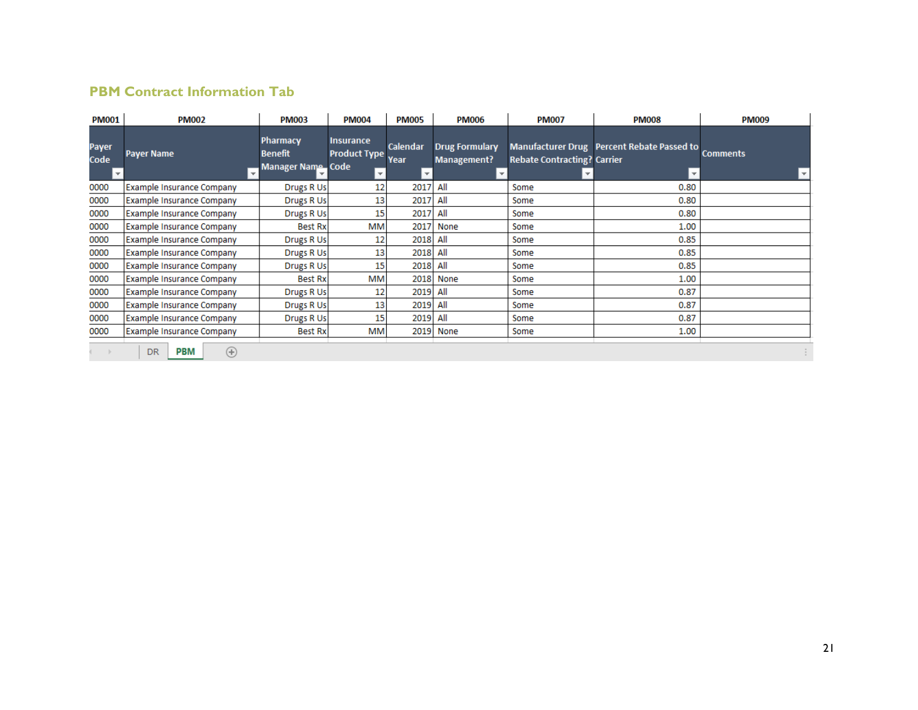## PBM Contract Information Tab

| PM001 | PM002 | PM003 | PM004 | PM005 | PM006 | PM007 | PM008 | PM009 |
|---|---|---|---|---|---|---|---|---|
| Payer Code | Payer Name | Pharmacy Benefit Manager Name | Insurance Product Type Code | Calendar Year | Drug Formulary Management? | Manufacturer Drug Rebate Contracting? | Percent Rebate Passed to Carrier | Comments |
| 0000 | Example Insurance Company | Drugs R Us | 12 | 2017 | All | Some | 0.80 | |
| 0000 | Example Insurance Company | Drugs R Us | 13 | 2017 | All | Some | 0.80 | |
| 0000 | Example Insurance Company | Drugs R Us | 15 | 2017 | All | Some | 0.80 | |
| 0000 | Example Insurance Company | Best Rx | MM | 2017 | None | Some | 1.00 | |
| 0000 | Example Insurance Company | Drugs R Us | 12 | 2018 | All | Some | 0.85 | |
| 0000 | Example Insurance Company | Drugs R Us | 13 | 2018 | All | Some | 0.85 | |
| 0000 | Example Insurance Company | Drugs R Us | 15 | 2018 | All | Some | 0.85 | |
| 0000 | Example Insurance Company | Best Rx | MM | 2018 | None | Some | 1.00 | |
| 0000 | Example Insurance Company | Drugs R Us | 12 | 2019 | All | Some | 0.87 | |
| 0000 | Example Insurance Company | Drugs R Us | 13 | 2019 | All | Some | 0.87 | |
| 0000 | Example Insurance Company | Drugs R Us | 15 | 2019 | All | Some | 0.87 | |
| 0000 | Example Insurance Company | Best Rx | MM | 2019 | None | Some | 1.00 | |

DR | PBM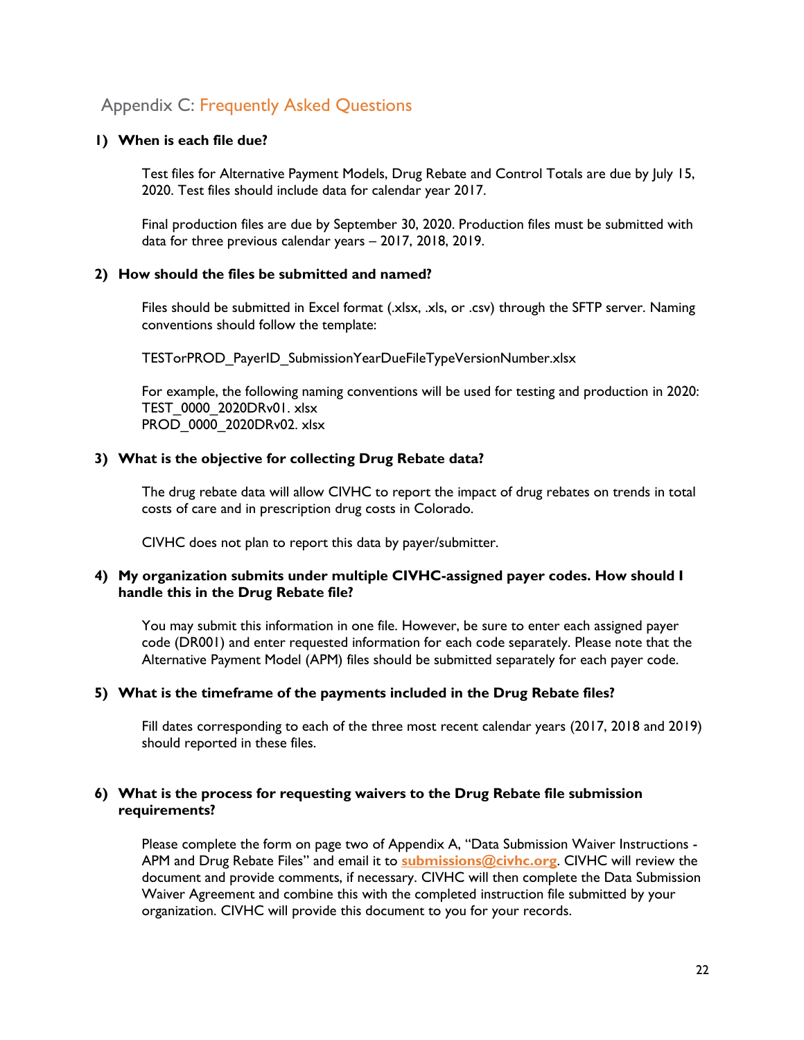## Appendix C: Frequently Asked Questions

**1) When is each file due?**

Test files for Alternative Payment Models, Drug Rebate and Control Totals are due by July 15, 2020. Test files should include data for calendar year 2017.

Final production files are due by September 30, 2020. Production files must be submitted with data for three previous calendar years – 2017, 2018, 2019.

**2) How should the files be submitted and named?**

Files should be submitted in Excel format (.xlsx, .xls, or .csv) through the SFTP server. Naming conventions should follow the template:

TESTorPROD_PayerID_SubmissionYearDueFileTypeVersionNumber.xlsx

For example, the following naming conventions will be used for testing and production in 2020:
TEST_0000_2020DRv01. xlsx
PROD_0000_2020DRv02. xlsx

**3) What is the objective for collecting Drug Rebate data?**

The drug rebate data will allow CIVHC to report the impact of drug rebates on trends in total costs of care and in prescription drug costs in Colorado.

CIVHC does not plan to report this data by payer/submitter.

**4) My organization submits under multiple CIVHC-assigned payer codes. How should I handle this in the Drug Rebate file?**

You may submit this information in one file. However, be sure to enter each assigned payer code (DR001) and enter requested information for each code separately. Please note that the Alternative Payment Model (APM) files should be submitted separately for each payer code.

**5) What is the timeframe of the payments included in the Drug Rebate files?**

Fill dates corresponding to each of the three most recent calendar years (2017, 2018 and 2019) should reported in these files.

**6) What is the process for requesting waivers to the Drug Rebate file submission requirements?**

Please complete the form on page two of Appendix A, "Data Submission Waiver Instructions - APM and Drug Rebate Files" and email it to **submissions@civhc.org**. CIVHC will review the document and provide comments, if necessary. CIVHC will then complete the Data Submission Waiver Agreement and combine this with the completed instruction file submitted by your organization. CIVHC will provide this document to you for your records.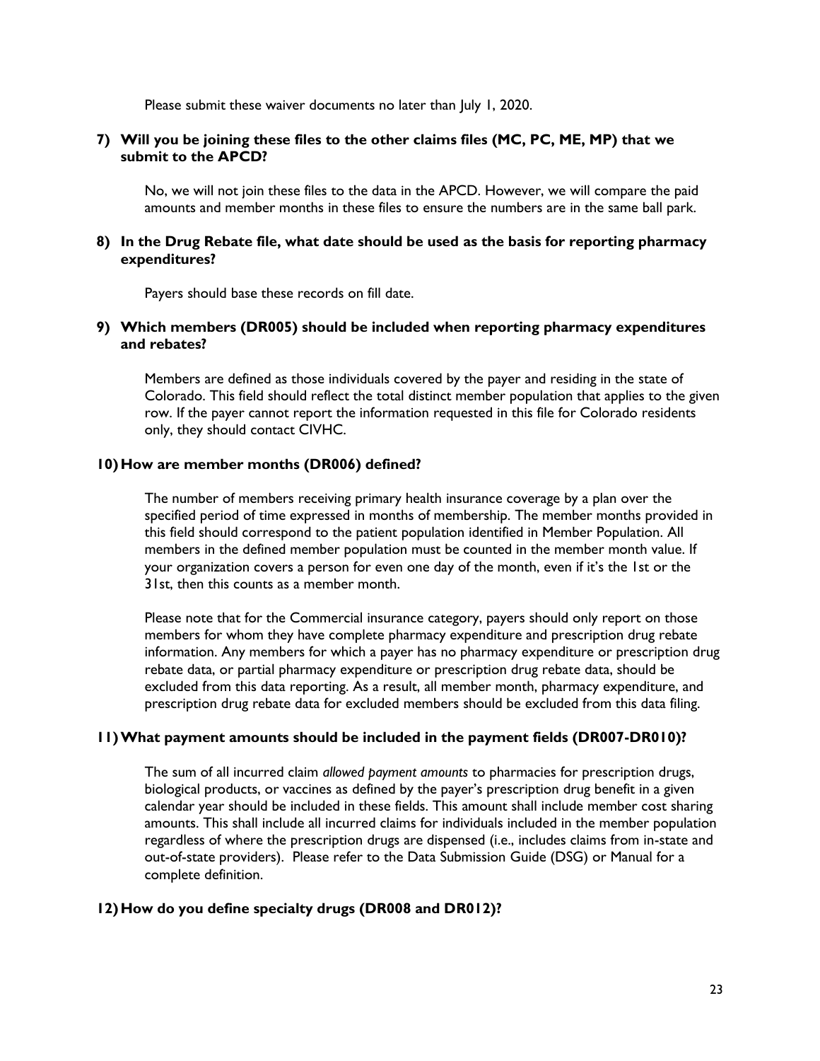Please submit these waiver documents no later than July 1, 2020.

**7) Will you be joining these files to the other claims files (MC, PC, ME, MP) that we submit to the APCD?**

No, we will not join these files to the data in the APCD. However, we will compare the paid amounts and member months in these files to ensure the numbers are in the same ball park.

**8) In the Drug Rebate file, what date should be used as the basis for reporting pharmacy expenditures?**

Payers should base these records on fill date.

**9) Which members (DR005) should be included when reporting pharmacy expenditures and rebates?**

Members are defined as those individuals covered by the payer and residing in the state of Colorado. This field should reflect the total distinct member population that applies to the given row. If the payer cannot report the information requested in this file for Colorado residents only, they should contact CIVHC.

**10) How are member months (DR006) defined?**

The number of members receiving primary health insurance coverage by a plan over the specified period of time expressed in months of membership. The member months provided in this field should correspond to the patient population identified in Member Population. All members in the defined member population must be counted in the member month value. If your organization covers a person for even one day of the month, even if it's the 1st or the 31st, then this counts as a member month.

Please note that for the Commercial insurance category, payers should only report on those members for whom they have complete pharmacy expenditure and prescription drug rebate information. Any members for which a payer has no pharmacy expenditure or prescription drug rebate data, or partial pharmacy expenditure or prescription drug rebate data, should be excluded from this data reporting. As a result, all member month, pharmacy expenditure, and prescription drug rebate data for excluded members should be excluded from this data filing.

**11) What payment amounts should be included in the payment fields (DR007-DR010)?**

The sum of all incurred claim *allowed payment amounts* to pharmacies for prescription drugs, biological products, or vaccines as defined by the payer's prescription drug benefit in a given calendar year should be included in these fields. This amount shall include member cost sharing amounts. This shall include all incurred claims for individuals included in the member population regardless of where the prescription drugs are dispensed (i.e., includes claims from in-state and out-of-state providers). Please refer to the Data Submission Guide (DSG) or Manual for a complete definition.

**12) How do you define specialty drugs (DR008 and DR012)?**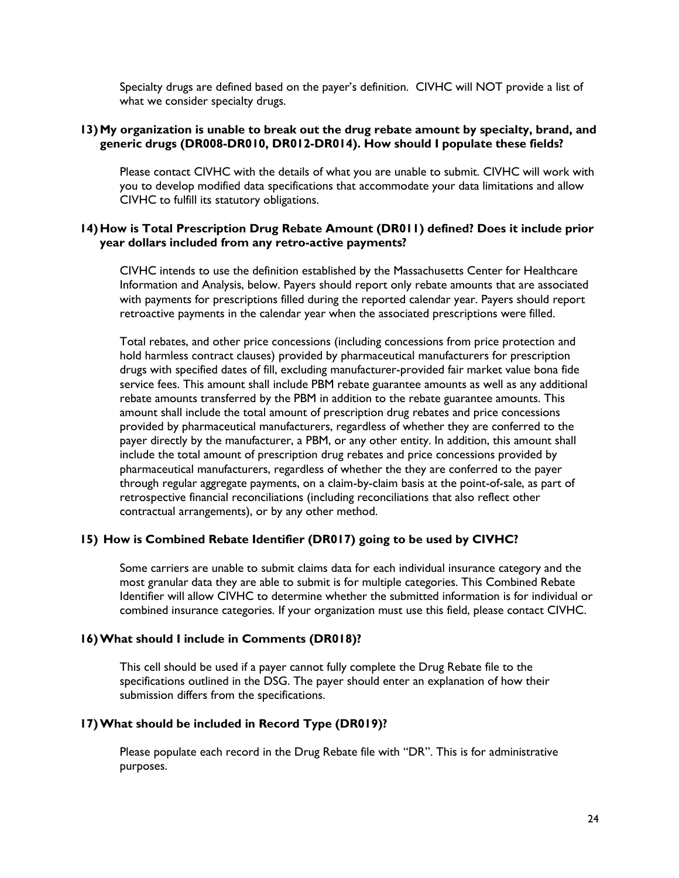Specialty drugs are defined based on the payer's definition. CIVHC will NOT provide a list of what we consider specialty drugs.

**13) My organization is unable to break out the drug rebate amount by specialty, brand, and generic drugs (DR008-DR010, DR012-DR014). How should I populate these fields?**

Please contact CIVHC with the details of what you are unable to submit. CIVHC will work with you to develop modified data specifications that accommodate your data limitations and allow CIVHC to fulfill its statutory obligations.

**14) How is Total Prescription Drug Rebate Amount (DR011) defined? Does it include prior year dollars included from any retro-active payments?**

CIVHC intends to use the definition established by the Massachusetts Center for Healthcare Information and Analysis, below. Payers should report only rebate amounts that are associated with payments for prescriptions filled during the reported calendar year. Payers should report retroactive payments in the calendar year when the associated prescriptions were filled.

Total rebates, and other price concessions (including concessions from price protection and hold harmless contract clauses) provided by pharmaceutical manufacturers for prescription drugs with specified dates of fill, excluding manufacturer-provided fair market value bona fide service fees. This amount shall include PBM rebate guarantee amounts as well as any additional rebate amounts transferred by the PBM in addition to the rebate guarantee amounts. This amount shall include the total amount of prescription drug rebates and price concessions provided by pharmaceutical manufacturers, regardless of whether they are conferred to the payer directly by the manufacturer, a PBM, or any other entity. In addition, this amount shall include the total amount of prescription drug rebates and price concessions provided by pharmaceutical manufacturers, regardless of whether the they are conferred to the payer through regular aggregate payments, on a claim-by-claim basis at the point-of-sale, as part of retrospective financial reconciliations (including reconciliations that also reflect other contractual arrangements), or by any other method.

**15) How is Combined Rebate Identifier (DR017) going to be used by CIVHC?**

Some carriers are unable to submit claims data for each individual insurance category and the most granular data they are able to submit is for multiple categories. This Combined Rebate Identifier will allow CIVHC to determine whether the submitted information is for individual or combined insurance categories. If your organization must use this field, please contact CIVHC.

**16) What should I include in Comments (DR018)?**

This cell should be used if a payer cannot fully complete the Drug Rebate file to the specifications outlined in the DSG. The payer should enter an explanation of how their submission differs from the specifications.

**17) What should be included in Record Type (DR019)?**

Please populate each record in the Drug Rebate file with "DR". This is for administrative purposes.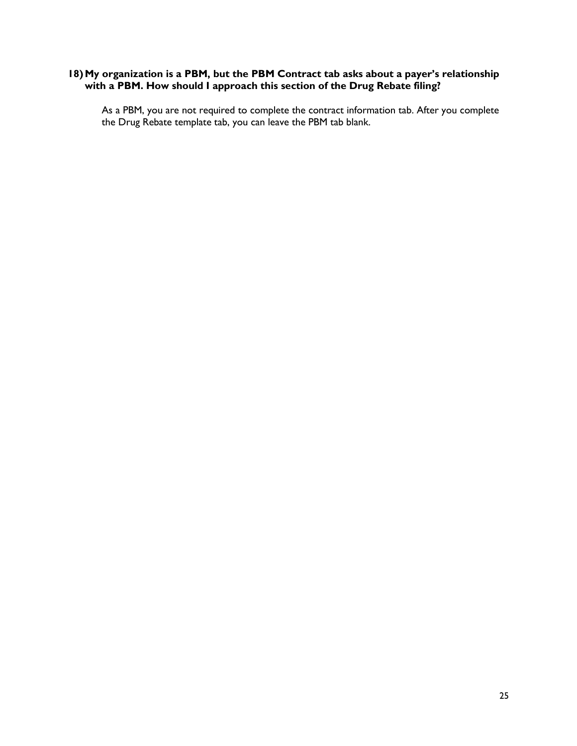**18) My organization is a PBM, but the PBM Contract tab asks about a payer's relationship with a PBM. How should I approach this section of the Drug Rebate filing?**

As a PBM, you are not required to complete the contract information tab. After you complete the Drug Rebate template tab, you can leave the PBM tab blank.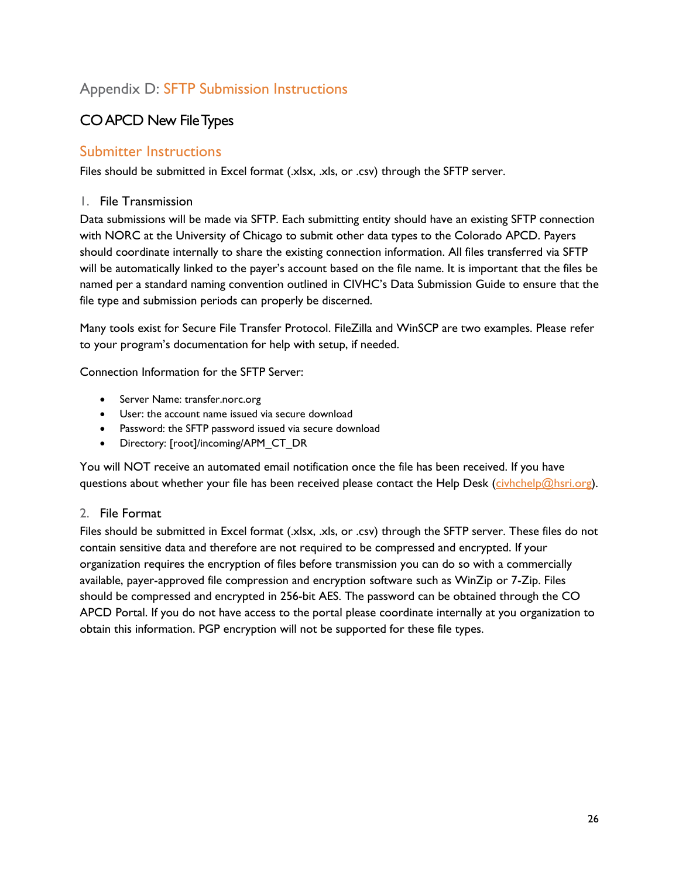# Appendix D: SFTP Submission Instructions

## CO APCD New File Types

### Submitter Instructions

Files should be submitted in Excel format (.xlsx, .xls, or .csv) through the SFTP server.

#### 1. File Transmission

Data submissions will be made via SFTP. Each submitting entity should have an existing SFTP connection with NORC at the University of Chicago to submit other data types to the Colorado APCD. Payers should coordinate internally to share the existing connection information. All files transferred via SFTP will be automatically linked to the payer's account based on the file name. It is important that the files be named per a standard naming convention outlined in CIVHC's Data Submission Guide to ensure that the file type and submission periods can properly be discerned.

Many tools exist for Secure File Transfer Protocol. FileZilla and WinSCP are two examples. Please refer to your program's documentation for help with setup, if needed.

Connection Information for the SFTP Server:

- Server Name: transfer.norc.org
- User: the account name issued via secure download
- Password: the SFTP password issued via secure download
- Directory: [root]/incoming/APM_CT_DR

You will NOT receive an automated email notification once the file has been received. If you have questions about whether your file has been received please contact the Help Desk (civhchelp@hsri.org).

#### 2. File Format

Files should be submitted in Excel format (.xlsx, .xls, or .csv) through the SFTP server. These files do not contain sensitive data and therefore are not required to be compressed and encrypted. If your organization requires the encryption of files before transmission you can do so with a commercially available, payer-approved file compression and encryption software such as WinZip or 7-Zip. Files should be compressed and encrypted in 256-bit AES. The password can be obtained through the CO APCD Portal. If you do not have access to the portal please coordinate internally at you organization to obtain this information. PGP encryption will not be supported for these file types.